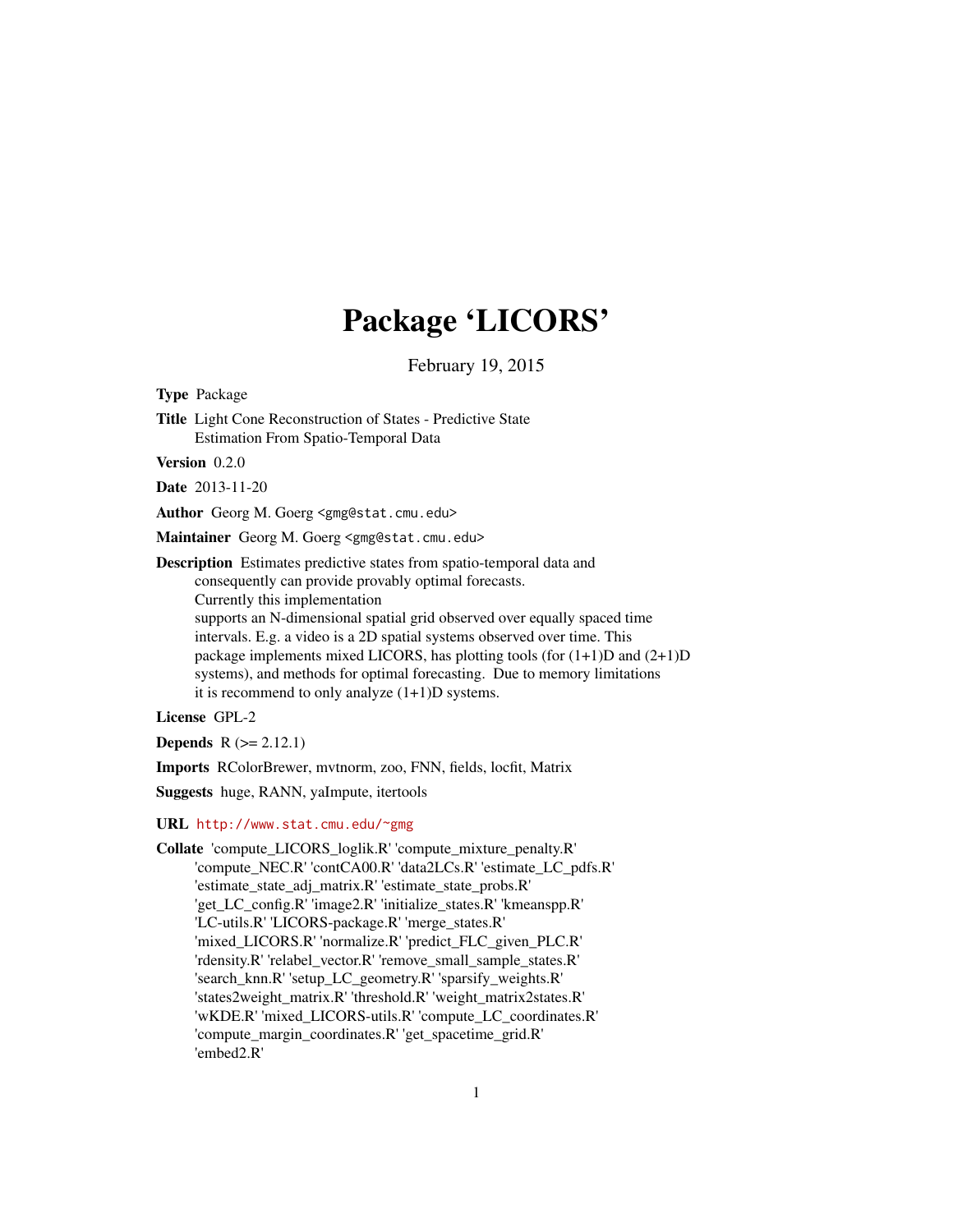# Package 'LICORS'

February 19, 2015

**Type** Package

**Title** Light Cone Reconstruction of States - Predictive State Estimation From Spatio-Temporal Data

**Version** 0.2.0

**Date** 2013-11-20

**Author** Georg M. Goerg <gmg@stat.cmu.edu>

**Maintainer** Georg M. Goerg <gmg@stat.cmu.edu>

**Description** Estimates predictive states from spatio-temporal data and consequently can provide provably optimal forecasts. Currently this implementation supports an N-dimensional spatial grid observed over equally spaced time intervals. E.g. a video is a 2D spatial systems observed over time. This package implements mixed LICORS, has plotting tools (for (1+1)D and (2+1)D systems), and methods for optimal forecasting. Due to memory limitations it is recommend to only analyze (1+1)D systems.

**License** GPL-2

**Depends** R (>= 2.12.1)

**Imports** RColorBrewer, mvtnorm, zoo, FNN, fields, locfit, Matrix

**Suggests** huge, RANN, yaImpute, itertools

**URL** http://www.stat.cmu.edu/~gmg

**Collate** 'compute_LICORS_loglik.R' 'compute_mixture_penalty.R' 'compute_NEC.R' 'contCA00.R' 'data2LCs.R' 'estimate_LC_pdfs.R' 'estimate_state_adj_matrix.R' 'estimate_state_probs.R' 'get_LC_config.R' 'image2.R' 'initialize_states.R' 'kmeanspp.R' 'LC-utils.R' 'LICORS-package.R' 'merge_states.R' 'mixed_LICORS.R' 'normalize.R' 'predict_FLC_given_PLC.R' 'rdensity.R' 'relabel_vector.R' 'remove_small_sample_states.R' 'search_knn.R' 'setup_LC_geometry.R' 'sparsify_weights.R' 'states2weight_matrix.R' 'threshold.R' 'weight_matrix2states.R' 'wKDE.R' 'mixed_LICORS-utils.R' 'compute_LC_coordinates.R' 'compute_margin_coordinates.R' 'get_spacetime_grid.R' 'embed2.R'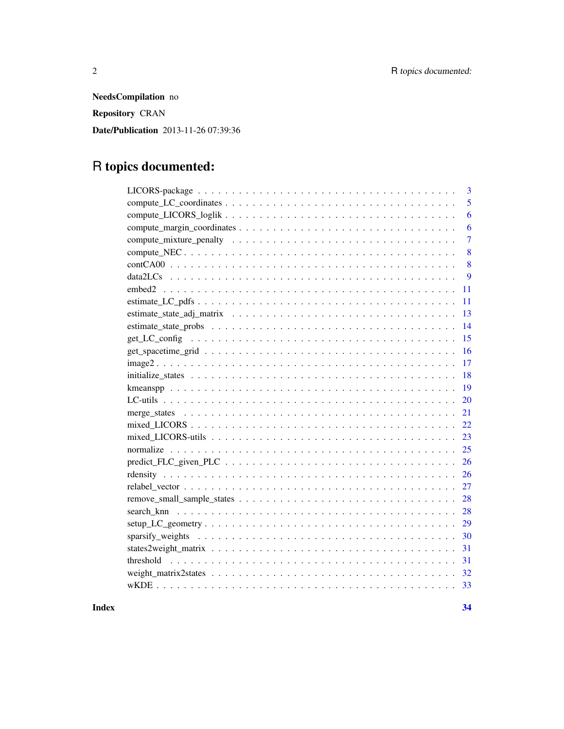**NeedsCompilation** no

**Repository** CRAN

**Date/Publication** 2013-11-26 07:39:36

# R topics documented:

| | |
|---|---|
| LICORS-package | 3 |
| compute_LC_coordinates | 5 |
| compute_LICORS_loglik | 6 |
| compute_margin_coordinates | 6 |
| compute_mixture_penalty | 7 |
| compute_NEC | 8 |
| contCA00 | 8 |
| data2LCs | 9 |
| embed2 | 11 |
| estimate_LC_pdfs | 11 |
| estimate_state_adj_matrix | 13 |
| estimate_state_probs | 14 |
| get_LC_config | 15 |
| get_spacetime_grid | 16 |
| image2 | 17 |
| initialize_states | 18 |
| kmeanspp | 19 |
| LC-utils | 20 |
| merge_states | 21 |
| mixed_LICORS | 22 |
| mixed_LICORS-utils | 23 |
| normalize | 25 |
| predict_FLC_given_PLC | 26 |
| rdensity | 26 |
| relabel_vector | 27 |
| remove_small_sample_states | 28 |
| search_knn | 28 |
| setup_LC_geometry | 29 |
| sparsify_weights | 30 |
| states2weight_matrix | 31 |
| threshold | 31 |
| weight_matrix2states | 32 |
| wKDE | 33 |

**Index** **34**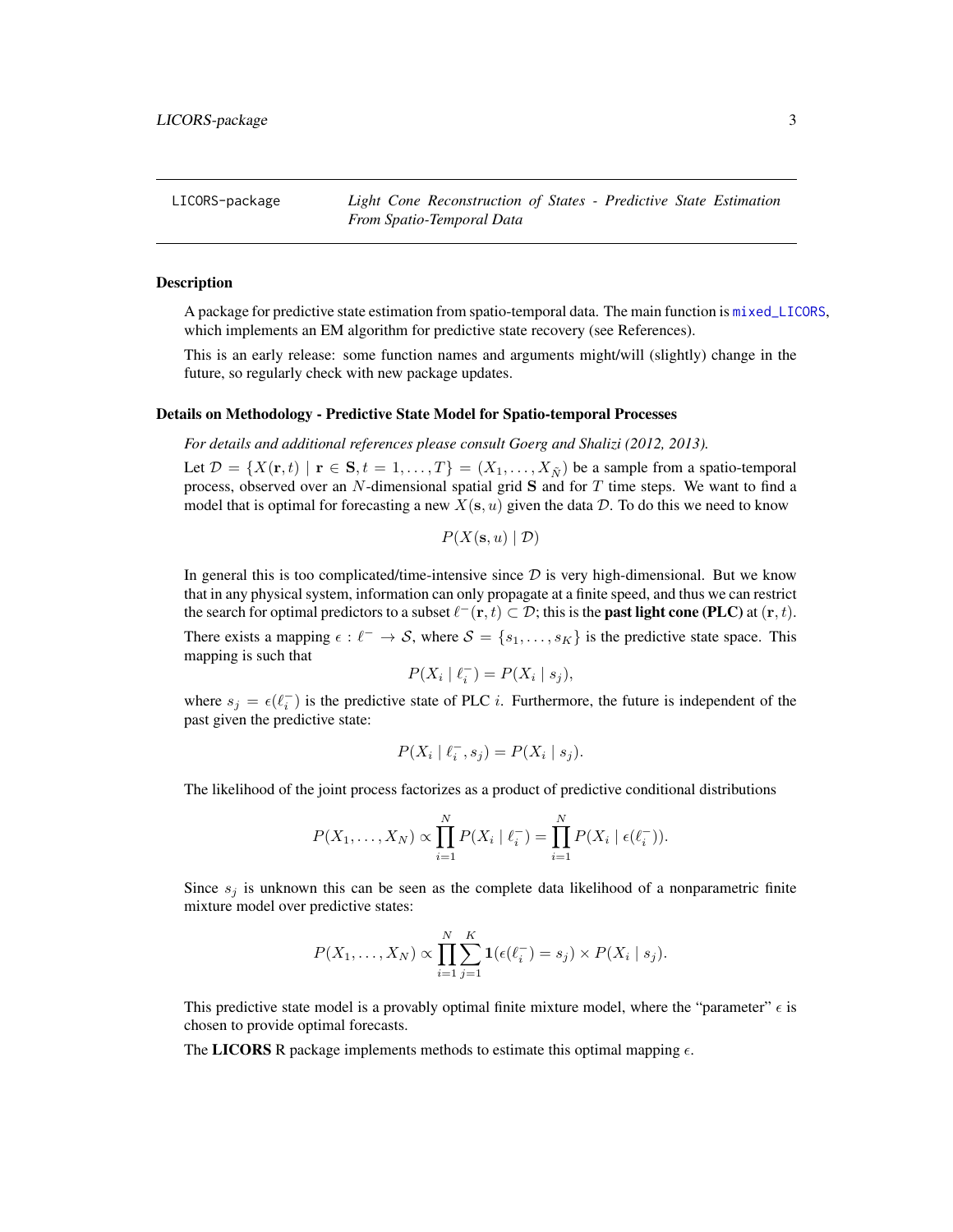LICORS-package *Light Cone Reconstruction of States - Predictive State Estimation From Spatio-Temporal Data*

### Description

A package for predictive state estimation from spatio-temporal data. The main function is `mixed_LICORS`, which implements an EM algorithm for predictive state recovery (see References).

This is an early release: some function names and arguments might/will (slightly) change in the future, so regularly check with new package updates.

### Details on Methodology - Predictive State Model for Spatio-temporal Processes

*For details and additional references please consult Goerg and Shalizi (2012, 2013).*

Let $\mathcal{D} = \{X(\mathbf{r}, t) \mid \mathbf{r} \in \mathbf{S}, t = 1, \ldots, T\} = (X_1, \ldots, X_{\tilde{N}})$ be a sample from a spatio-temporal process, observed over an $N$-dimensional spatial grid $\mathbf{S}$ and for $T$ time steps. We want to find a model that is optimal for forecasting a new $X(\mathbf{s}, u)$ given the data $\mathcal{D}$. To do this we need to know

$$P(X(\mathbf{s}, u) \mid \mathcal{D})$$

In general this is too complicated/time-intensive since $\mathcal{D}$ is very high-dimensional. But we know that in any physical system, information can only propagate at a finite speed, and thus we can restrict the search for optimal predictors to a subset $\ell^{-}(\mathbf{r}, t) \subset \mathcal{D}$; this is the **past light cone (PLC)** at $(\mathbf{r}, t)$.

There exists a mapping $\epsilon : \ell^{-} \to \mathcal{S}$, where $\mathcal{S} = \{s_1, \ldots, s_K\}$ is the predictive state space. This mapping is such that

$$P(X_i \mid \ell_i^{-}) = P(X_i \mid s_j),$$

where $s_j = \epsilon(\ell_i^{-})$ is the predictive state of PLC $i$. Furthermore, the future is independent of the past given the predictive state:

$$P(X_i \mid \ell_i^{-}, s_j) = P(X_i \mid s_j).$$

The likelihood of the joint process factorizes as a product of predictive conditional distributions

$$P(X_1, \ldots, X_N) \propto \prod_{i=1}^{N} P(X_i \mid \ell_i^{-}) = \prod_{i=1}^{N} P(X_i \mid \epsilon(\ell_i^{-})).$$

Since $s_j$ is unknown this can be seen as the complete data likelihood of a nonparametric finite mixture model over predictive states:

$$P(X_1, \ldots, X_N) \propto \prod_{i=1}^{N} \sum_{j=1}^{K} \mathbf{1}(\epsilon(\ell_i^{-}) = s_j) \times P(X_i \mid s_j).$$

This predictive state model is a provably optimal finite mixture model, where the "parameter" $\epsilon$ is chosen to provide optimal forecasts.

The **LICORS** R package implements methods to estimate this optimal mapping $\epsilon$.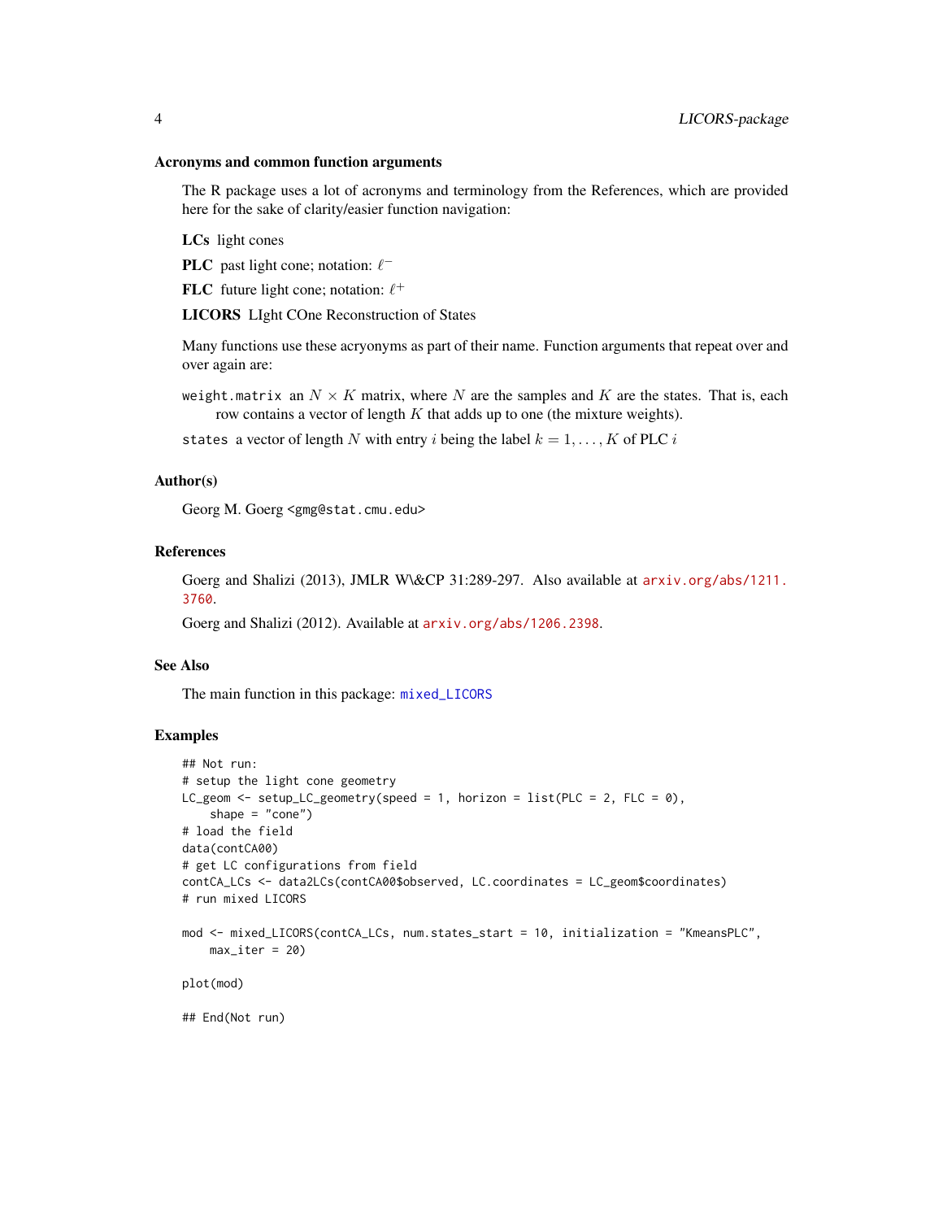### Acronyms and common function arguments

The R package uses a lot of acronyms and terminology from the References, which are provided here for the sake of clarity/easier function navigation:

**LCs** light cones

**PLC** past light cone; notation: $\ell^-$

**FLC** future light cone; notation: $\ell^+$

**LICORS** LIght COne Reconstruction of States

Many functions use these acryonyms as part of their name. Function arguments that repeat over and over again are:

`weight.matrix` an $N \times K$ matrix, where $N$ are the samples and $K$ are the states. That is, each row contains a vector of length $K$ that adds up to one (the mixture weights).

`states` a vector of length $N$ with entry $i$ being the label $k = 1, \ldots, K$ of PLC $i$

### Author(s)

Georg M. Goerg <gmg@stat.cmu.edu>

### References

Goerg and Shalizi (2013), JMLR W\&CP 31:289-297. Also available at arxiv.org/abs/1211.3760.

Goerg and Shalizi (2012). Available at arxiv.org/abs/1206.2398.

### See Also

The main function in this package: mixed_LICORS

### Examples

```
## Not run:
# setup the light cone geometry
LC_geom <- setup_LC_geometry(speed = 1, horizon = list(PLC = 2, FLC = 0),
    shape = "cone")
# load the field
data(contCA00)
# get LC configurations from field
contCA_LCs <- data2LCs(contCA00$observed, LC.coordinates = LC_geom$coordinates)
# run mixed LICORS

mod <- mixed_LICORS(contCA_LCs, num.states_start = 10, initialization = "KmeansPLC",
    max_iter = 20)

plot(mod)

## End(Not run)
```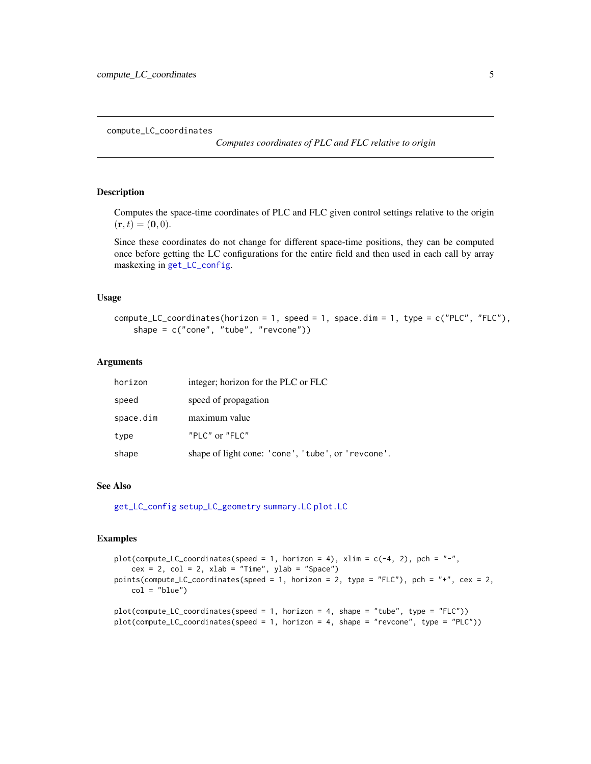compute_LC_coordinates

*Computes coordinates of PLC and FLC relative to origin*

### Description

Computes the space-time coordinates of PLC and FLC given control settings relative to the origin $(\mathbf{r}, t) = (\mathbf{0}, 0)$.

Since these coordinates do not change for different space-time positions, they can be computed once before getting the LC configurations for the entire field and then used in each call by array maskexing in get_LC_config.

### Usage

```
compute_LC_coordinates(horizon = 1, speed = 1, space.dim = 1, type = c("PLC", "FLC"),
    shape = c("cone", "tube", "revcone"))
```

### Arguments

| | |
|---|---|
| horizon | integer; horizon for the PLC or FLC |
| speed | speed of propagation |
| space.dim | maximum value |
| type | "PLC" or "FLC" |
| shape | shape of light cone: 'cone', 'tube', or 'revcone'. |

### See Also

get_LC_config setup_LC_geometry summary.LC plot.LC

### Examples

```
plot(compute_LC_coordinates(speed = 1, horizon = 4), xlim = c(-4, 2), pch = "-",
    cex = 2, col = 2, xlab = "Time", ylab = "Space")
points(compute_LC_coordinates(speed = 1, horizon = 2, type = "FLC"), pch = "+", cex = 2,
    col = "blue")

plot(compute_LC_coordinates(speed = 1, horizon = 4, shape = "tube", type = "FLC"))
plot(compute_LC_coordinates(speed = 1, horizon = 4, shape = "revcone", type = "PLC"))
```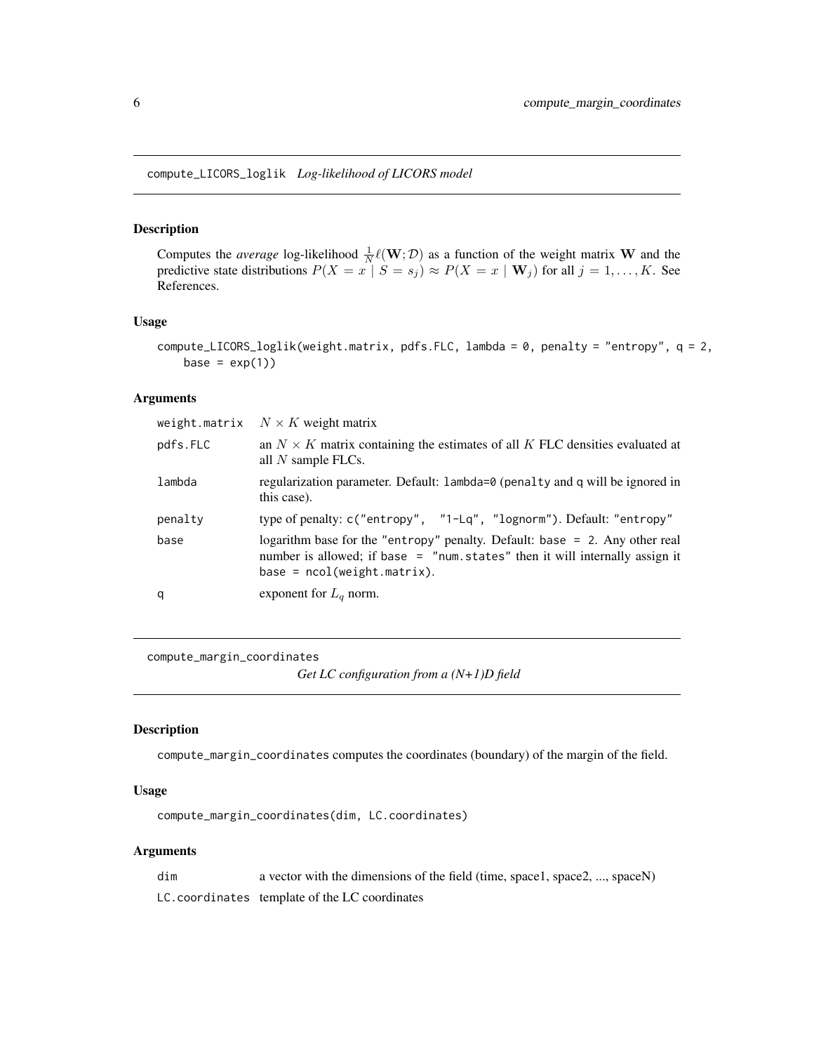## compute_LICORS_loglik *Log-likelihood of LICORS model*

### Description

Computes the *average* log-likelihood $\frac{1}{N}\ell(\mathbf{W}; \mathcal{D})$ as a function of the weight matrix $\mathbf{W}$ and the predictive state distributions $P(X = x \mid S = s_j) \approx P(X = x \mid \mathbf{W}_j)$ for all $j = 1, \ldots, K$. See References.

### Usage

```
compute_LICORS_loglik(weight.matrix, pdfs.FLC, lambda = 0, penalty = "entropy", q = 2,
    base = exp(1))
```

### Arguments

| | |
|---|---|
| weight.matrix | $N \times K$ weight matrix |
| pdfs.FLC | an $N \times K$ matrix containing the estimates of all $K$ FLC densities evaluated at all $N$ sample FLCs. |
| lambda | regularization parameter. Default: `lambda=0` (`penalty` and `q` will be ignored in this case). |
| penalty | type of penalty: `c("entropy", "1-Lq", "lognorm")`. Default: `"entropy"` |
| base | logarithm base for the `"entropy"` penalty. Default: `base = 2`. Any other real number is allowed; if `base = "num.states"` then it will internally assign it `base = ncol(weight.matrix)`. |
| q | exponent for $L_q$ norm. |

## compute_margin_coordinates *Get LC configuration from a (N+1)D field*

### Description

`compute_margin_coordinates` computes the coordinates (boundary) of the margin of the field.

### Usage

```
compute_margin_coordinates(dim, LC.coordinates)
```

### Arguments

| | |
|---|---|
| dim | a vector with the dimensions of the field (time, space1, space2, ..., spaceN) |
| LC.coordinates | template of the LC coordinates |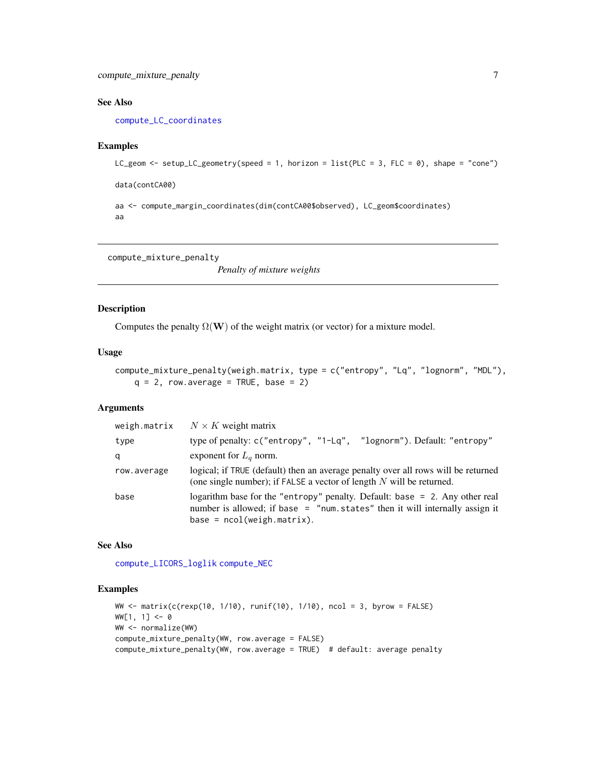### See Also

compute_LC_coordinates

### Examples

```
LC_geom <- setup_LC_geometry(speed = 1, horizon = list(PLC = 3, FLC = 0), shape = "cone")

data(contCA00)

aa <- compute_margin_coordinates(dim(contCA00$observed), LC_geom$coordinates)
aa
```

---

## compute_mixture_penalty

*Penalty of mixture weights*

---

### Description

Computes the penalty $\Omega(\mathbf{W})$ of the weight matrix (or vector) for a mixture model.

### Usage

```
compute_mixture_penalty(weigh.matrix, type = c("entropy", "Lq", "lognorm", "MDL"),
    q = 2, row.average = TRUE, base = 2)
```

### Arguments

| | |
|---|---|
| weigh.matrix | $N \times K$ weight matrix |
| type | type of penalty: c("entropy", "1-Lq", "lognorm"). Default: "entropy" |
| q | exponent for $L_q$ norm. |
| row.average | logical; if TRUE (default) then an average penalty over all rows will be returned (one single number); if FALSE a vector of length $N$ will be returned. |
| base | logarithm base for the "entropy" penalty. Default: base = 2. Any other real number is allowed; if base = "num.states" then it will internally assign it base = ncol(weigh.matrix). |

### See Also

compute_LICORS_loglik compute_NEC

### Examples

```
WW <- matrix(c(rexp(10, 1/10), runif(10), 1/10), ncol = 3, byrow = FALSE)
WW[1, 1] <- 0
WW <- normalize(WW)
compute_mixture_penalty(WW, row.average = FALSE)
compute_mixture_penalty(WW, row.average = TRUE)  # default: average penalty
```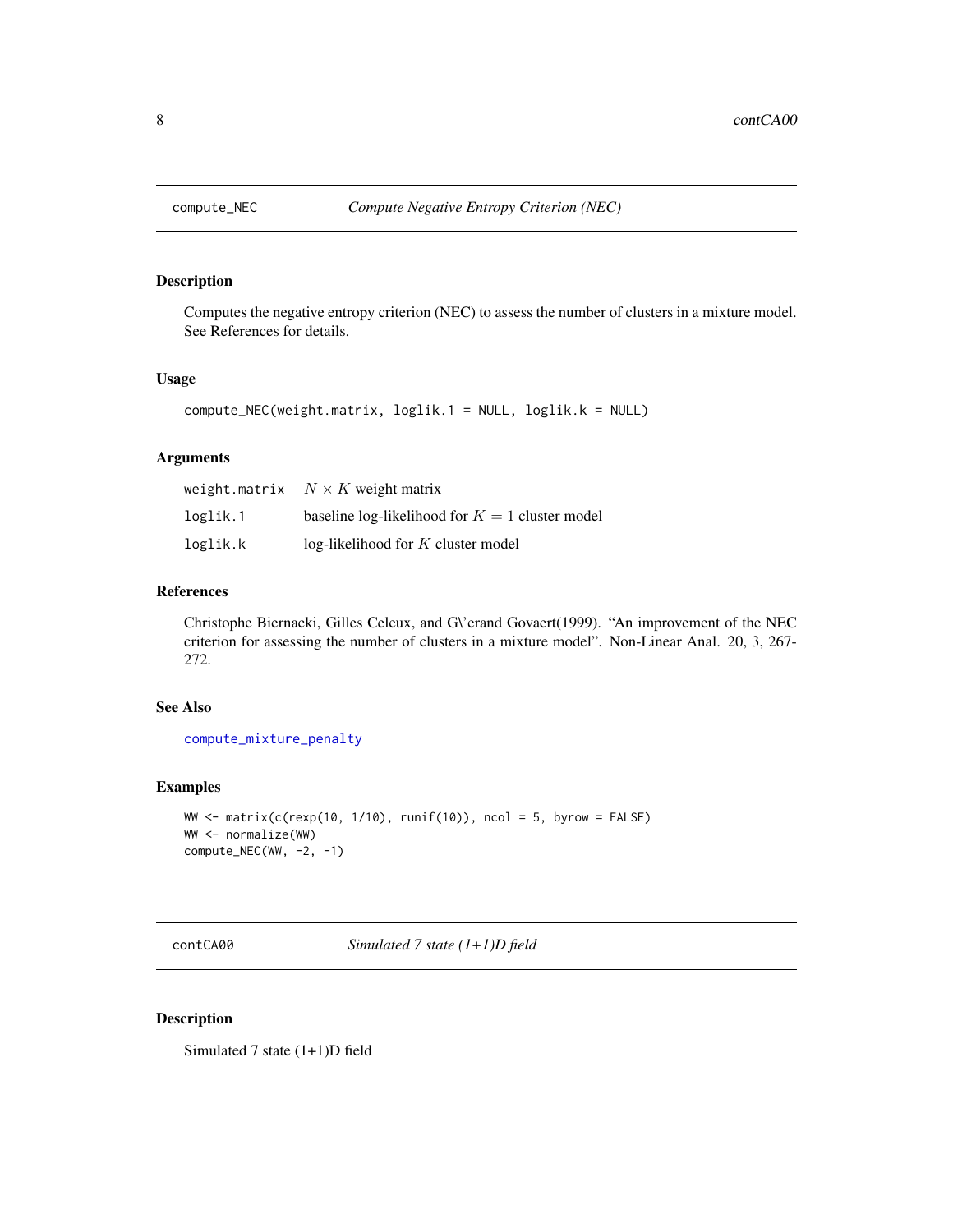## compute_NEC — *Compute Negative Entropy Criterion (NEC)*

### Description

Computes the negative entropy criterion (NEC) to assess the number of clusters in a mixture model. See References for details.

### Usage

```
compute_NEC(weight.matrix, loglik.1 = NULL, loglik.k = NULL)
```

### Arguments

| | |
|---|---|
| `weight.matrix` | $N \times K$ weight matrix |
| `loglik.1` | baseline log-likelihood for $K = 1$ cluster model |
| `loglik.k` | log-likelihood for $K$ cluster model |

### References

Christophe Biernacki, Gilles Celeux, and G\'erand Govaert(1999). "An improvement of the NEC criterion for assessing the number of clusters in a mixture model". Non-Linear Anal. 20, 3, 267-272.

### See Also

`compute_mixture_penalty`

### Examples

```
WW <- matrix(c(rexp(10, 1/10), runif(10)), ncol = 5, byrow = FALSE)
WW <- normalize(WW)
compute_NEC(WW, -2, -1)
```

## contCA00 — *Simulated 7 state (1+1)D field*

### Description

Simulated 7 state (1+1)D field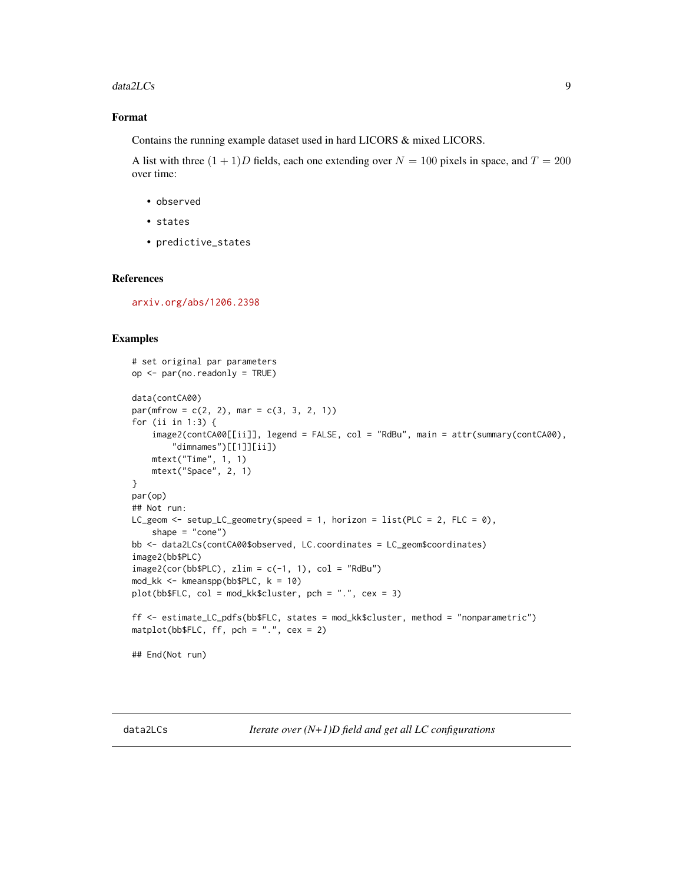### Format

Contains the running example dataset used in hard LICORS & mixed LICORS.

A list with three $(1 + 1)D$ fields, each one extending over $N = 100$ pixels in space, and $T = 200$ over time:

- `observed`
- `states`
- `predictive_states`

### References

arxiv.org/abs/1206.2398

### Examples

```
# set original par parameters
op <- par(no.readonly = TRUE)

data(contCA00)
par(mfrow = c(2, 2), mar = c(3, 3, 2, 1))
for (ii in 1:3) {
    image2(contCA00[[ii]], legend = FALSE, col = "RdBu", main = attr(summary(contCA00),
        "dimnames")[[1]][ii])
    mtext("Time", 1, 1)
    mtext("Space", 2, 1)
}
par(op)
## Not run:
LC_geom <- setup_LC_geometry(speed = 1, horizon = list(PLC = 2, FLC = 0),
    shape = "cone")
bb <- data2LCs(contCA00$observed, LC.coordinates = LC_geom$coordinates)
image2(bb$PLC)
image2(cor(bb$PLC), zlim = c(-1, 1), col = "RdBu")
mod_kk <- kmeanspp(bb$PLC, k = 10)
plot(bb$FLC, col = mod_kk$cluster, pch = ".", cex = 3)

ff <- estimate_LC_pdfs(bb$FLC, states = mod_kk$cluster, method = "nonparametric")
matplot(bb$FLC, ff, pch = ".", cex = 2)

## End(Not run)
```

---

## data2LCs — *Iterate over (N+1)D field and get all LC configurations*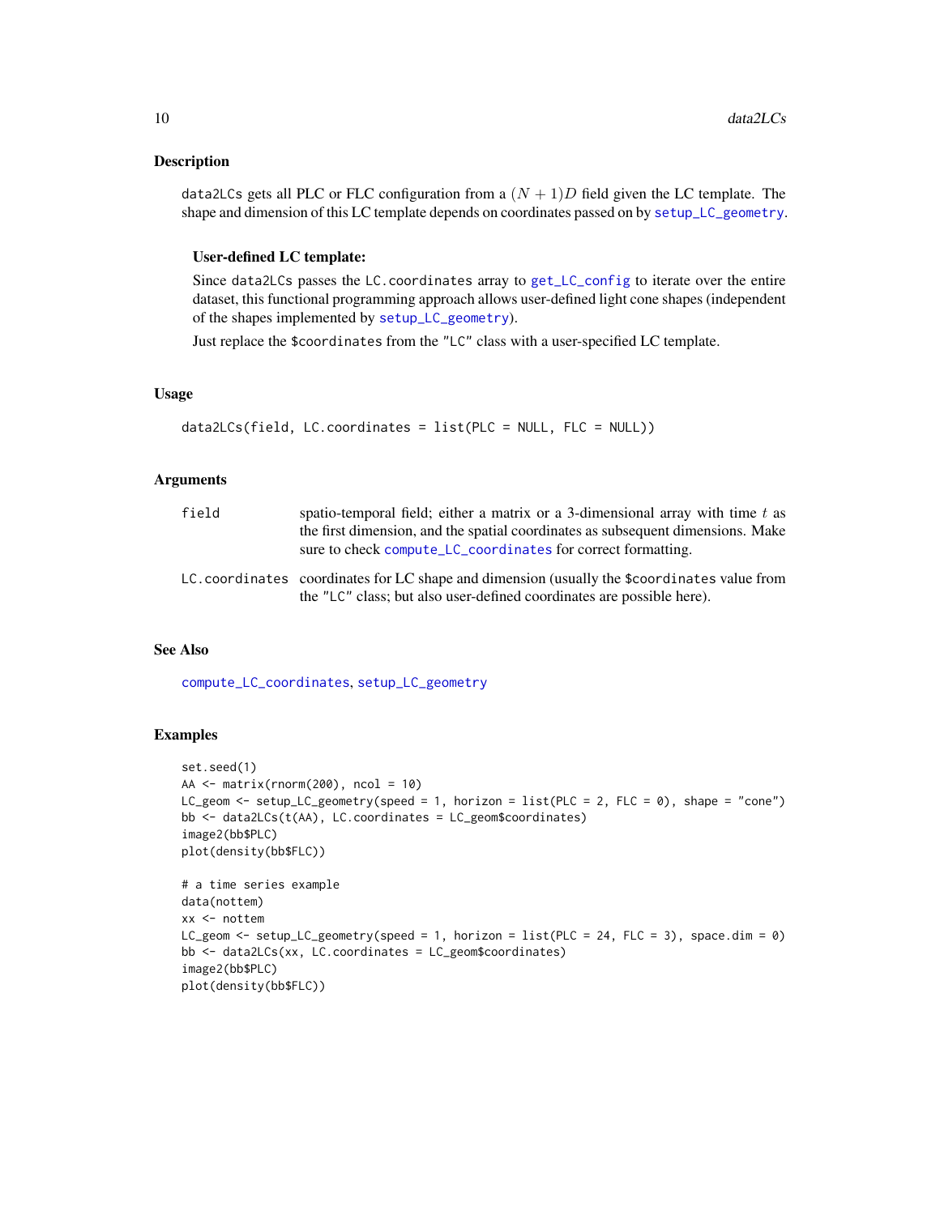### Description

`data2LCs` gets all PLC or FLC configuration from a $(N+1)D$ field given the LC template. The shape and dimension of this LC template depends on coordinates passed on by `setup_LC_geometry`.

**User-defined LC template:**

Since `data2LCs` passes the `LC.coordinates` array to `get_LC_config` to iterate over the entire dataset, this functional programming approach allows user-defined light cone shapes (independent of the shapes implemented by `setup_LC_geometry`).

Just replace the `$coordinates` from the `"LC"` class with a user-specified LC template.

### Usage

```
data2LCs(field, LC.coordinates = list(PLC = NULL, FLC = NULL))
```

### Arguments

| | |
|---|---|
| `field` | spatio-temporal field; either a matrix or a 3-dimensional array with time $t$ as the first dimension, and the spatial coordinates as subsequent dimensions. Make sure to check `compute_LC_coordinates` for correct formatting. |
| `LC.coordinates` | coordinates for LC shape and dimension (usually the `$coordinates` value from the `"LC"` class; but also user-defined coordinates are possible here). |

### See Also

`compute_LC_coordinates`, `setup_LC_geometry`

### Examples

```
set.seed(1)
AA <- matrix(rnorm(200), ncol = 10)
LC_geom <- setup_LC_geometry(speed = 1, horizon = list(PLC = 2, FLC = 0), shape = "cone")
bb <- data2LCs(t(AA), LC.coordinates = LC_geom$coordinates)
image2(bb$PLC)
plot(density(bb$FLC))

# a time series example
data(nottem)
xx <- nottem
LC_geom <- setup_LC_geometry(speed = 1, horizon = list(PLC = 24, FLC = 3), space.dim = 0)
bb <- data2LCs(xx, LC.coordinates = LC_geom$coordinates)
image2(bb$PLC)
plot(density(bb$FLC))
```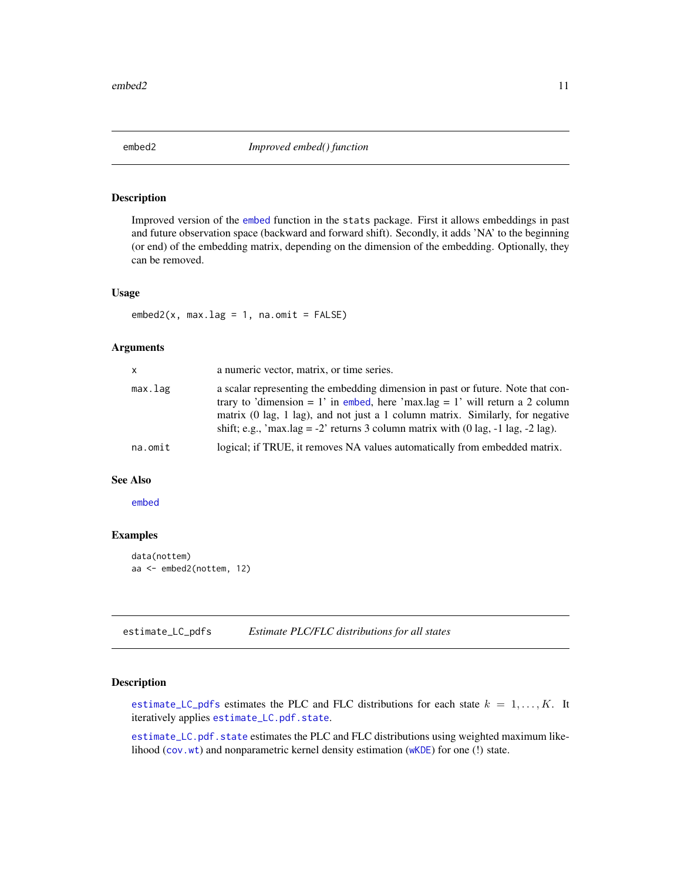## embed2 — *Improved embed() function*

### Description

Improved version of the `embed` function in the `stats` package. First it allows embeddings in past and future observation space (backward and forward shift). Secondly, it adds 'NA' to the beginning (or end) of the embedding matrix, depending on the dimension of the embedding. Optionally, they can be removed.

### Usage

```
embed2(x, max.lag = 1, na.omit = FALSE)
```

### Arguments

| | |
|---|---|
| `x` | a numeric vector, matrix, or time series. |
| `max.lag` | a scalar representing the embedding dimension in past or future. Note that contrary to 'dimension = 1' in `embed`, here 'max.lag = 1' will return a 2 column matrix (0 lag, 1 lag), and not just a 1 column matrix. Similarly, for negative shift; e.g., 'max.lag = -2' returns 3 column matrix with (0 lag, -1 lag, -2 lag). |
| `na.omit` | logical; if TRUE, it removes NA values automatically from embedded matrix. |

### See Also

`embed`

### Examples

```
data(nottem)
aa <- embed2(nottem, 12)
```

## estimate_LC_pdfs — *Estimate PLC/FLC distributions for all states*

### Description

`estimate_LC_pdfs` estimates the PLC and FLC distributions for each state $k = 1, \ldots, K$. It iteratively applies `estimate_LC.pdf.state`.

`estimate_LC.pdf.state` estimates the PLC and FLC distributions using weighted maximum likelihood (`cov.wt`) and nonparametric kernel density estimation (`wKDE`) for one (!) state.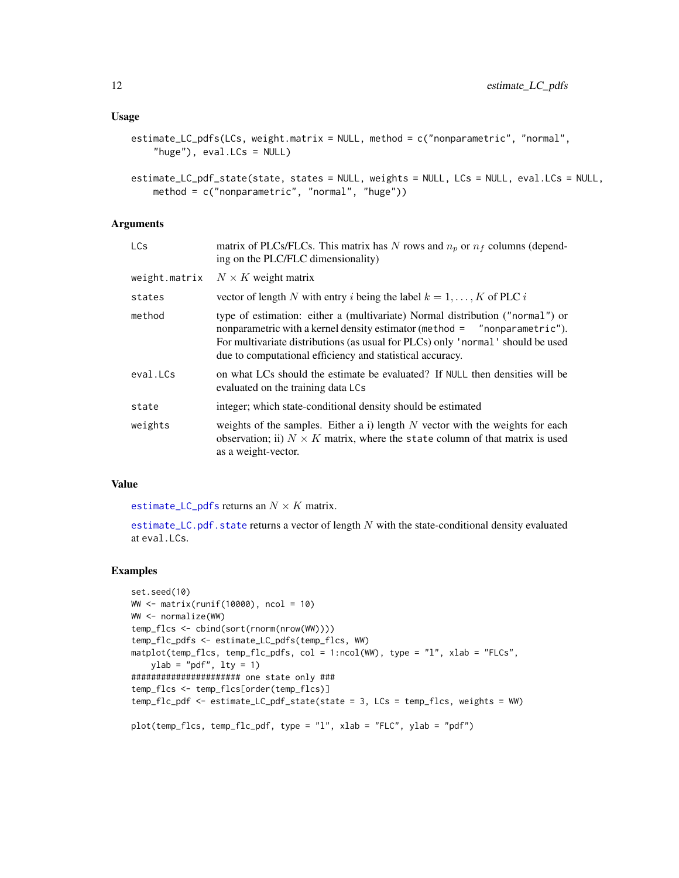### Usage

```
estimate_LC_pdfs(LCs, weight.matrix = NULL, method = c("nonparametric", "normal",
    "huge"), eval.LCs = NULL)

estimate_LC_pdf_state(state, states = NULL, weights = NULL, LCs = NULL, eval.LCs = NULL,
    method = c("nonparametric", "normal", "huge"))
```

### Arguments

| | |
|---|---|
| LCs | matrix of PLCs/FLCs. This matrix has $N$ rows and $n_p$ or $n_f$ columns (depending on the PLC/FLC dimensionality) |
| weight.matrix | $N \times K$ weight matrix |
| states | vector of length $N$ with entry $i$ being the label $k = 1, \ldots, K$ of PLC $i$ |
| method | type of estimation: either a (multivariate) Normal distribution ("normal") or nonparametric with a kernel density estimator (method = "nonparametric"). For multivariate distributions (as usual for PLCs) only 'normal' should be used due to computational efficiency and statistical accuracy. |
| eval.LCs | on what LCs should the estimate be evaluated? If NULL then densities will be evaluated on the training data LCs |
| state | integer; which state-conditional density should be estimated |
| weights | weights of the samples. Either a i) length $N$ vector with the weights for each observation; ii) $N \times K$ matrix, where the state column of that matrix is used as a weight-vector. |

### Value

estimate_LC_pdfs returns an $N \times K$ matrix.

estimate_LC.pdf.state returns a vector of length $N$ with the state-conditional density evaluated at eval.LCs.

### Examples

```
set.seed(10)
WW <- matrix(runif(10000), ncol = 10)
WW <- normalize(WW)
temp_flcs <- cbind(sort(rnorm(nrow(WW))))
temp_flc_pdfs <- estimate_LC_pdfs(temp_flcs, WW)
matplot(temp_flcs, temp_flc_pdfs, col = 1:ncol(WW), type = "l", xlab = "FLCs",
    ylab = "pdf", lty = 1)
###################### one state only ###
temp_flcs <- temp_flcs[order(temp_flcs)]
temp_flc_pdf <- estimate_LC_pdf_state(state = 3, LCs = temp_flcs, weights = WW)

plot(temp_flcs, temp_flc_pdf, type = "l", xlab = "FLC", ylab = "pdf")
```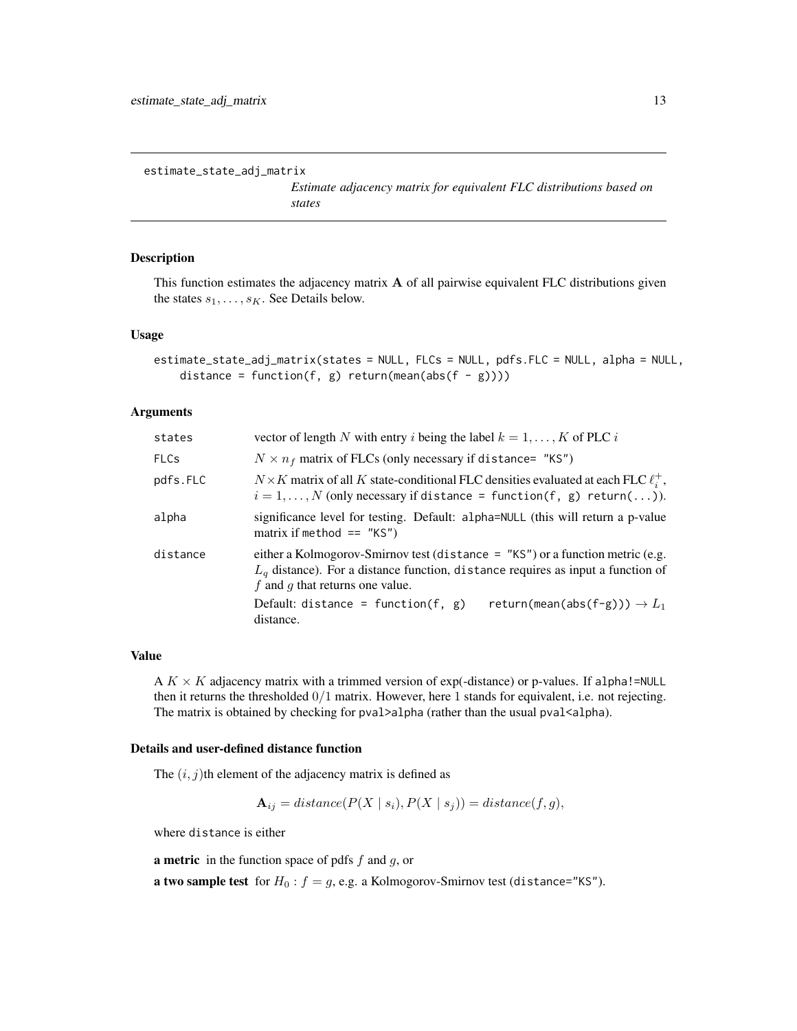estimate_state_adj_matrix

*Estimate adjacency matrix for equivalent FLC distributions based on states*

## Description

This function estimates the adjacency matrix $\mathbf{A}$ of all pairwise equivalent FLC distributions given the states $s_1, \ldots, s_K$. See Details below.

## Usage

```
estimate_state_adj_matrix(states = NULL, FLCs = NULL, pdfs.FLC = NULL, alpha = NULL,
    distance = function(f, g) return(mean(abs(f - g))))
```

## Arguments

| | |
|---|---|
| states | vector of length $N$ with entry $i$ being the label $k = 1, \ldots, K$ of PLC $i$ |
| FLCs | $N \times n_f$ matrix of FLCs (only necessary if `distance= "KS"`) |
| pdfs.FLC | $N \times K$ matrix of all $K$ state-conditional FLC densities evaluated at each FLC $\ell_i^+$, $i = 1, \ldots, N$ (only necessary if `distance = function(f, g) return(...)`). |
| alpha | significance level for testing. Default: `alpha=NULL` (this will return a p-value matrix if `method == "KS"`) |
| distance | either a Kolmogorov-Smirnov test (`distance = "KS"`) or a function metric (e.g. $L_q$ distance). For a distance function, `distance` requires as input a function of $f$ and $g$ that returns one value. Default: `distance = function(f, g) return(mean(abs(f-g)))` $\rightarrow L_1$ distance. |

## Value

A $K \times K$ adjacency matrix with a trimmed version of exp(-distance) or p-values. If `alpha!=NULL` then it returns the thresholded $0/1$ matrix. However, here $1$ stands for equivalent, i.e. not rejecting. The matrix is obtained by checking for `pval>alpha` (rather than the usual `pval<alpha`).

## Details and user-defined distance function

The $(i, j)$th element of the adjacency matrix is defined as

$$\mathbf{A}_{ij} = distance(P(X \mid s_i), P(X \mid s_j)) = distance(f, g),$$

where `distance` is either

**a metric** in the function space of pdfs $f$ and $g$, or

**a two sample test** for $H_0 : f = g$, e.g. a Kolmogorov-Smirnov test (`distance="KS"`).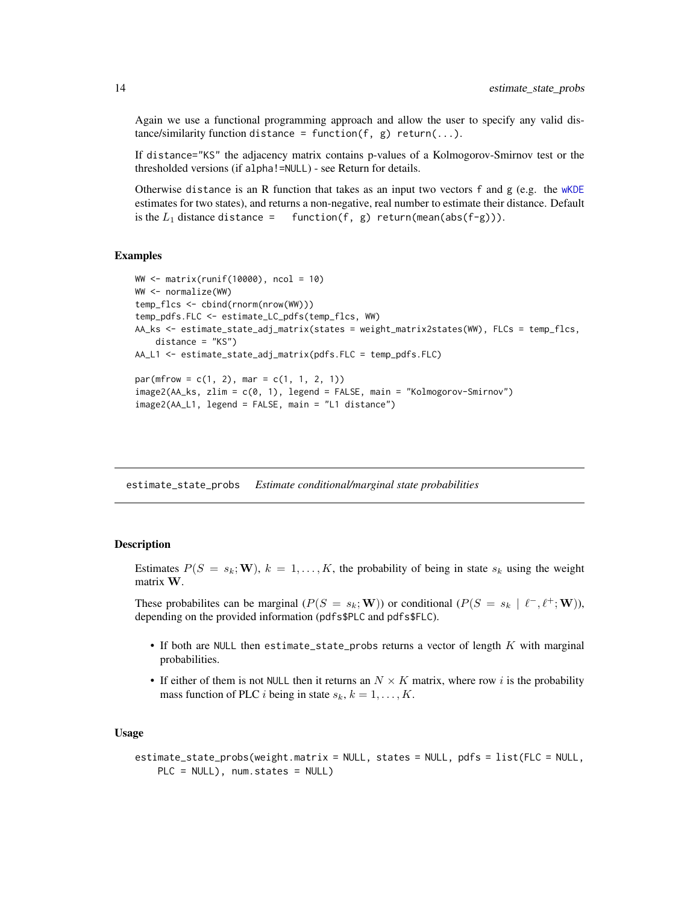Again we use a functional programming approach and allow the user to specify any valid distance/similarity function `distance = function(f, g) return(...)`.

If `distance="KS"` the adjacency matrix contains p-values of a Kolmogorov-Smirnov test or the thresholded versions (if `alpha!=NULL`) - see Return for details.

Otherwise `distance` is an R function that takes as an input two vectors `f` and `g` (e.g. the `wKDE` estimates for two states), and returns a non-negative, real number to estimate their distance. Default is the $L_1$ distance `distance = function(f, g) return(mean(abs(f-g)))`.

### Examples

```
WW <- matrix(runif(10000), ncol = 10)
WW <- normalize(WW)
temp_flcs <- cbind(rnorm(nrow(WW)))
temp_pdfs.FLC <- estimate_LC_pdfs(temp_flcs, WW)
AA_ks <- estimate_state_adj_matrix(states = weight_matrix2states(WW), FLCs = temp_flcs,
    distance = "KS")
AA_L1 <- estimate_state_adj_matrix(pdfs.FLC = temp_pdfs.FLC)

par(mfrow = c(1, 2), mar = c(1, 1, 2, 1))
image2(AA_ks, zlim = c(0, 1), legend = FALSE, main = "Kolmogorov-Smirnov")
image2(AA_L1, legend = FALSE, main = "L1 distance")
```

---

## estimate_state_probs *Estimate conditional/marginal state probabilities*

### Description

Estimates $P(S = s_k; \mathbf{W})$, $k = 1, \ldots, K$, the probability of being in state $s_k$ using the weight matrix $\mathbf{W}$.

These probabilites can be marginal ($P(S = s_k; \mathbf{W})$) or conditional ($P(S = s_k \mid \ell^-, \ell^+; \mathbf{W})$), depending on the provided information (`pdfs$PLC` and `pdfs$FLC`).

- If both are `NULL` then `estimate_state_probs` returns a vector of length $K$ with marginal probabilities.
- If either of them is not `NULL` then it returns an $N \times K$ matrix, where row $i$ is the probability mass function of PLC $i$ being in state $s_k$, $k = 1, \ldots, K$.

### Usage

```
estimate_state_probs(weight.matrix = NULL, states = NULL, pdfs = list(FLC = NULL,
    PLC = NULL), num.states = NULL)
```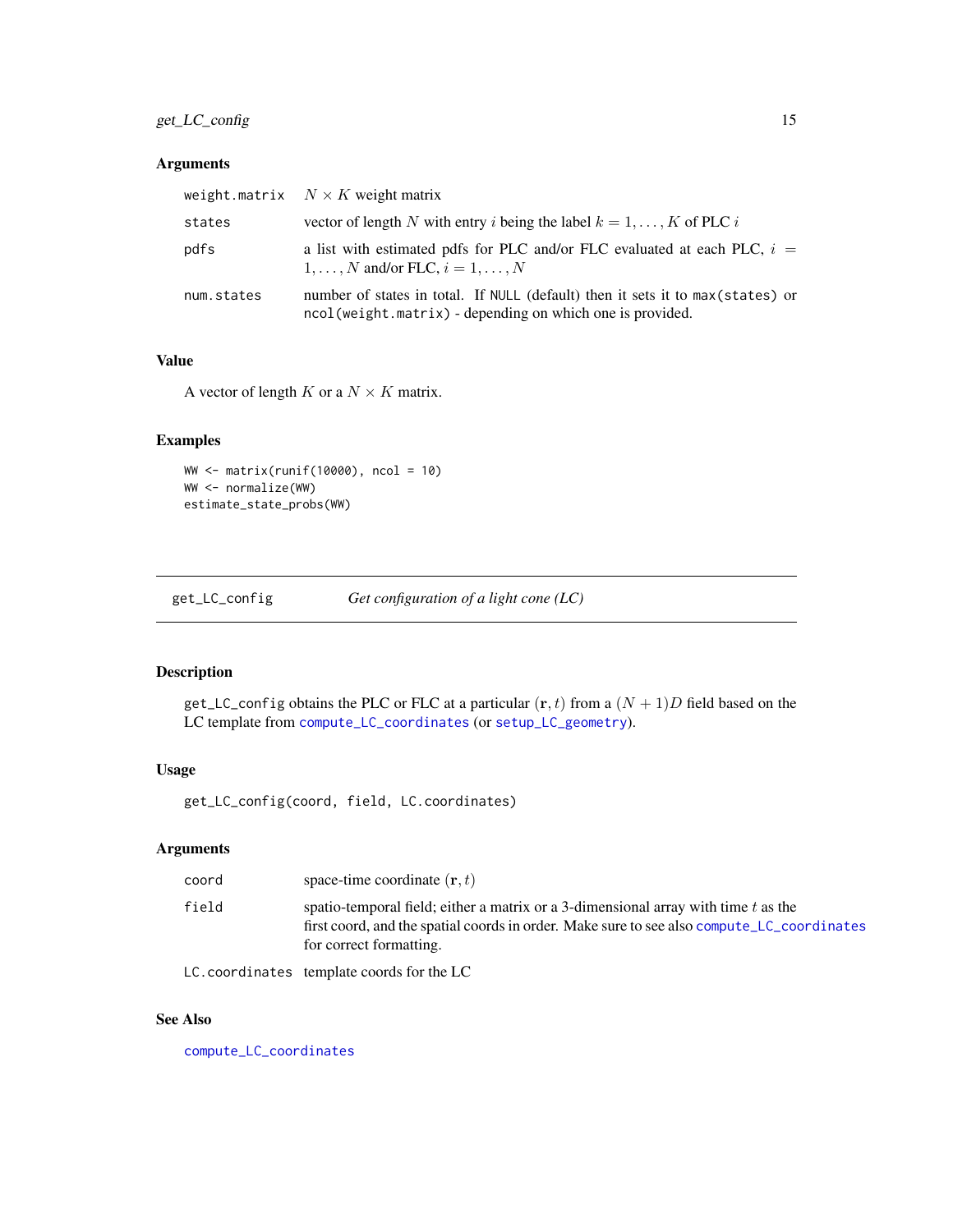## Arguments

| | |
|---|---|
| weight.matrix | $N \times K$ weight matrix |
| states | vector of length $N$ with entry $i$ being the label $k = 1, \ldots, K$ of PLC $i$ |
| pdfs | a list with estimated pdfs for PLC and/or FLC evaluated at each PLC, $i = 1, \ldots, N$ and/or FLC, $i = 1, \ldots, N$ |
| num.states | number of states in total. If NULL (default) then it sets it to max(states) or ncol(weight.matrix) - depending on which one is provided. |

## Value

A vector of length $K$ or a $N \times K$ matrix.

## Examples

```
WW <- matrix(runif(10000), ncol = 10)
WW <- normalize(WW)
estimate_state_probs(WW)
```

---

# get_LC_config — *Get configuration of a light cone (LC)*

---

## Description

get_LC_config obtains the PLC or FLC at a particular $(\mathbf{r}, t)$ from a $(N+1)D$ field based on the LC template from compute_LC_coordinates (or setup_LC_geometry).

## Usage

```
get_LC_config(coord, field, LC.coordinates)
```

## Arguments

| | |
|---|---|
| coord | space-time coordinate $(\mathbf{r}, t)$ |
| field | spatio-temporal field; either a matrix or a 3-dimensional array with time $t$ as the first coord, and the spatial coords in order. Make sure to see also compute_LC_coordinates for correct formatting. |
| LC.coordinates | template coords for the LC |

## See Also

compute_LC_coordinates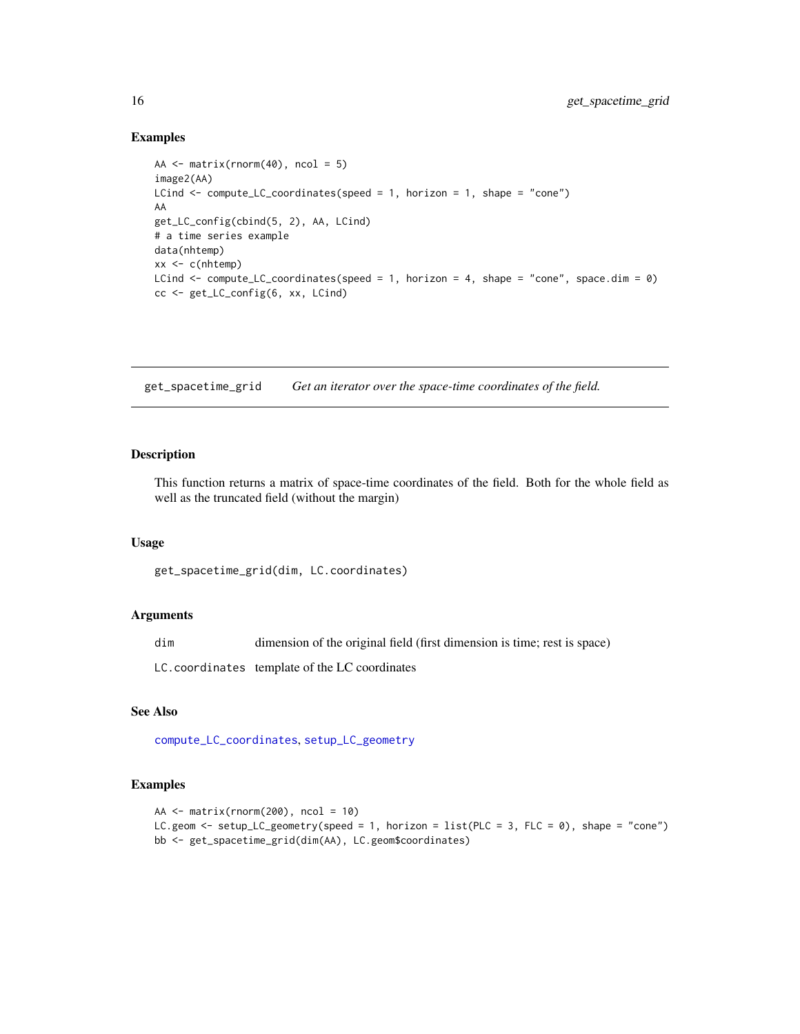## Examples

```
AA <- matrix(rnorm(40), ncol = 5)
image2(AA)
LCind <- compute_LC_coordinates(speed = 1, horizon = 1, shape = "cone")
AA
get_LC_config(cbind(5, 2), AA, LCind)
# a time series example
data(nhtemp)
xx <- c(nhtemp)
LCind <- compute_LC_coordinates(speed = 1, horizon = 4, shape = "cone", space.dim = 0)
cc <- get_LC_config(6, xx, LCind)
```

---

# get_spacetime_grid &nbsp;&nbsp;&nbsp; *Get an iterator over the space-time coordinates of the field.*

---

## Description

This function returns a matrix of space-time coordinates of the field. Both for the whole field as well as the truncated field (without the margin)

## Usage

```
get_spacetime_grid(dim, LC.coordinates)
```

## Arguments

| | |
|---|---|
| `dim` | dimension of the original field (first dimension is time; rest is space) |
| `LC.coordinates` | template of the LC coordinates |

## See Also

`compute_LC_coordinates`, `setup_LC_geometry`

## Examples

```
AA <- matrix(rnorm(200), ncol = 10)
LC.geom <- setup_LC_geometry(speed = 1, horizon = list(PLC = 3, FLC = 0), shape = "cone")
bb <- get_spacetime_grid(dim(AA), LC.geom$coordinates)
```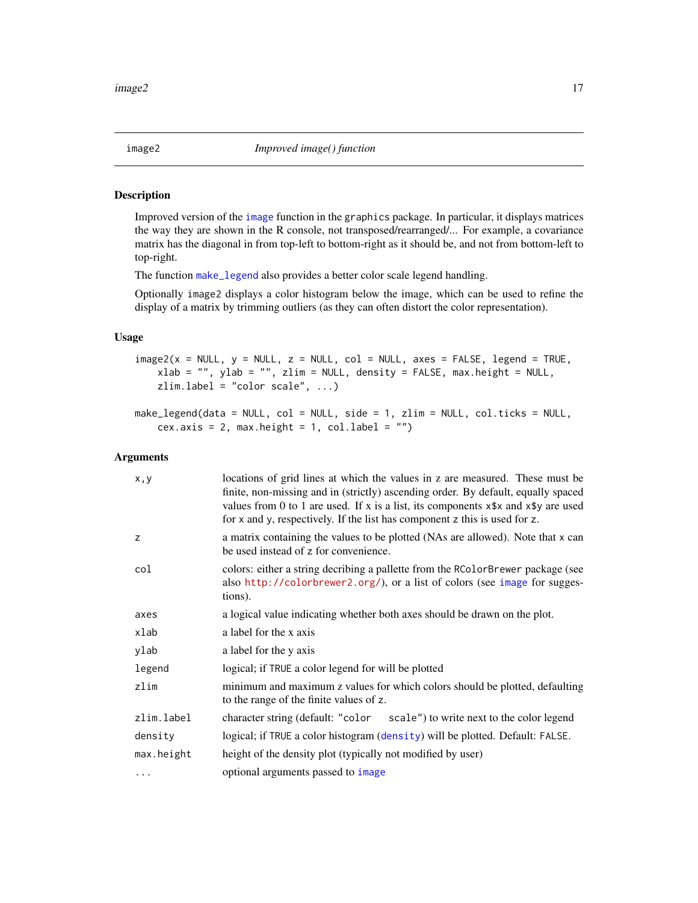## image2 — *Improved image() function*

### Description

Improved version of the image function in the graphics package. In particular, it displays matrices the way they are shown in the R console, not transposed/rearranged/... For example, a covariance matrix has the diagonal in from top-left to bottom-right as it should be, and not from bottom-left to top-right.

The function make_legend also provides a better color scale legend handling.

Optionally image2 displays a color histogram below the image, which can be used to refine the display of a matrix by trimming outliers (as they can often distort the color representation).

### Usage

```
image2(x = NULL, y = NULL, z = NULL, col = NULL, axes = FALSE, legend = TRUE,
    xlab = "", ylab = "", zlim = NULL, density = FALSE, max.height = NULL,
    zlim.label = "color scale", ...)

make_legend(data = NULL, col = NULL, side = 1, zlim = NULL, col.ticks = NULL,
    cex.axis = 2, max.height = 1, col.label = "")
```

### Arguments

| | |
|---|---|
| `x,y` | locations of grid lines at which the values in z are measured. These must be finite, non-missing and in (strictly) ascending order. By default, equally spaced values from 0 to 1 are used. If x is a list, its components `x$x` and `x$y` are used for x and y, respectively. If the list has component z this is used for z. |
| `z` | a matrix containing the values to be plotted (NAs are allowed). Note that x can be used instead of z for convenience. |
| `col` | colors: either a string decribing a pallette from the RColorBrewer package (see also http://colorbrewer2.org/), or a list of colors (see image for suggestions). |
| `axes` | a logical value indicating whether both axes should be drawn on the plot. |
| `xlab` | a label for the x axis |
| `ylab` | a label for the y axis |
| `legend` | logical; if TRUE a color legend for will be plotted |
| `zlim` | minimum and maximum z values for which colors should be plotted, defaulting to the range of the finite values of z. |
| `zlim.label` | character string (default: "color scale") to write next to the color legend |
| `density` | logical; if TRUE a color histogram (density) will be plotted. Default: FALSE. |
| `max.height` | height of the density plot (typically not modified by user) |
| `...` | optional arguments passed to image |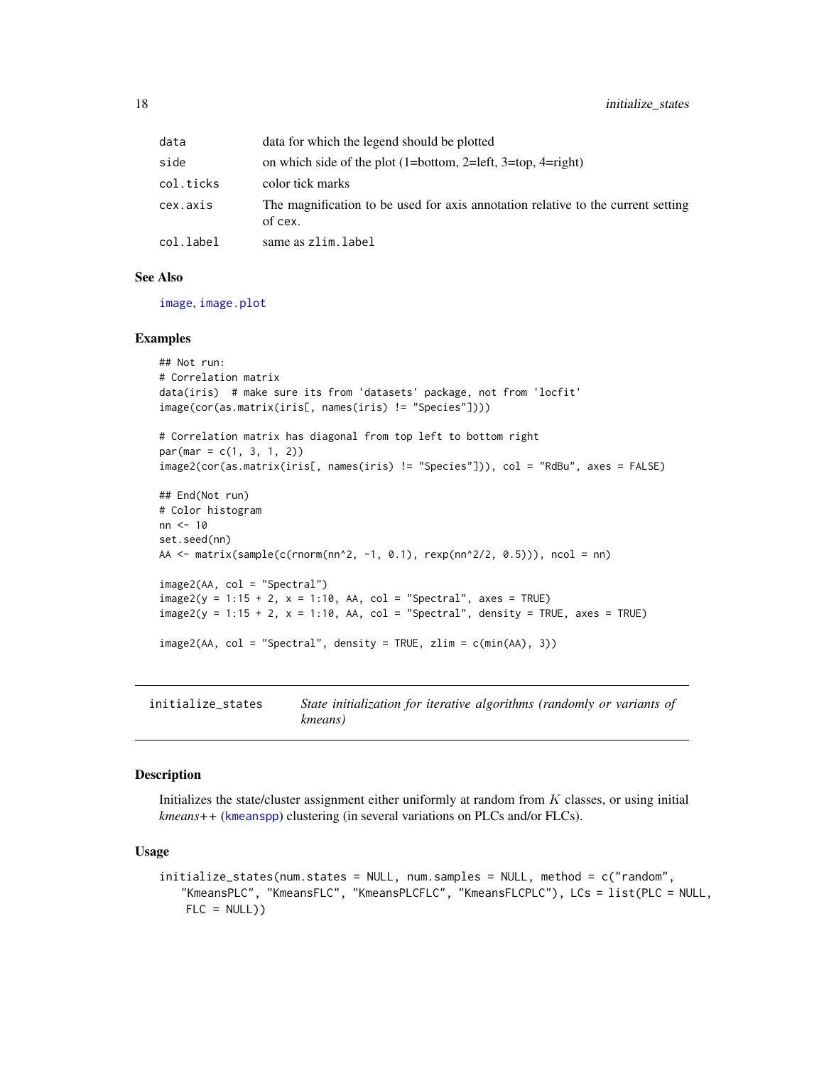| | |
|---|---|
| data | data for which the legend should be plotted |
| side | on which side of the plot (1=bottom, 2=left, 3=top, 4=right) |
| col.ticks | color tick marks |
| cex.axis | The magnification to be used for axis annotation relative to the current setting of cex. |
| col.label | same as zlim.label |

### See Also

image, image.plot

### Examples

```
## Not run:
# Correlation matrix
data(iris)  # make sure its from 'datasets' package, not from 'locfit'
image(cor(as.matrix(iris[, names(iris) != "Species"])))

# Correlation matrix has diagonal from top left to bottom right
par(mar = c(1, 3, 1, 2))
image2(cor(as.matrix(iris[, names(iris) != "Species"])), col = "RdBu", axes = FALSE)

## End(Not run)
# Color histogram
nn <- 10
set.seed(nn)
AA <- matrix(sample(c(rnorm(nn^2, -1, 0.1), rexp(nn^2/2, 0.5))), ncol = nn)

image2(AA, col = "Spectral")
image2(y = 1:15 + 2, x = 1:10, AA, col = "Spectral", axes = TRUE)
image2(y = 1:15 + 2, x = 1:10, AA, col = "Spectral", density = TRUE, axes = TRUE)

image2(AA, col = "Spectral", density = TRUE, zlim = c(min(AA), 3))
```

---

## initialize_states — *State initialization for iterative algorithms (randomly or variants of kmeans)*

---

### Description

Initializes the state/cluster assignment either uniformly at random from $K$ classes, or using initial *kmeans++* (kmeanspp) clustering (in several variations on PLCs and/or FLCs).

### Usage

```
initialize_states(num.states = NULL, num.samples = NULL, method = c("random",
   "KmeansPLC", "KmeansFLC", "KmeansPLCFLC", "KmeansFLCPLC"), LCs = list(PLC = NULL,
    FLC = NULL))
```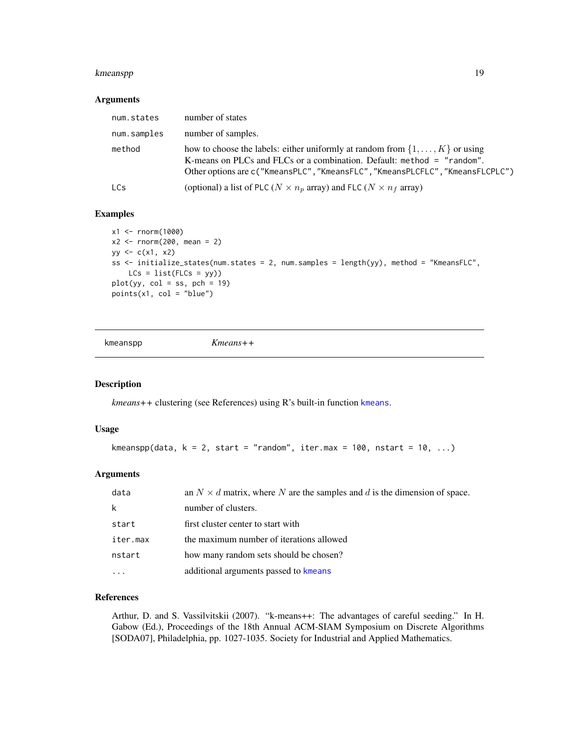### Arguments

| | |
|---|---|
| num.states | number of states |
| num.samples | number of samples. |
| method | how to choose the labels: either uniformly at random from $\{1, \ldots, K\}$ or using K-means on PLCs and FLCs or a combination. Default: `method = "random"`. Other options are `c("KmeansPLC","KmeansFLC","KmeansPLCFLC","KmeansFLCPLC")` |
| LCs | (optional) a list of PLC ($N \times n_p$ array) and FLC ($N \times n_f$ array) |

### Examples

```
x1 <- rnorm(1000)
x2 <- rnorm(200, mean = 2)
yy <- c(x1, x2)
ss <- initialize_states(num.states = 2, num.samples = length(yy), method = "KmeansFLC",
    LCs = list(FLCs = yy))
plot(yy, col = ss, pch = 19)
points(x1, col = "blue")
```

---

## kmeanspp — *Kmeans++*

### Description

*kmeans++* clustering (see References) using R's built-in function `kmeans`.

### Usage

```
kmeanspp(data, k = 2, start = "random", iter.max = 100, nstart = 10, ...)
```

### Arguments

| | |
|---|---|
| data | an $N \times d$ matrix, where $N$ are the samples and $d$ is the dimension of space. |
| k | number of clusters. |
| start | first cluster center to start with |
| iter.max | the maximum number of iterations allowed |
| nstart | how many random sets should be chosen? |
| ... | additional arguments passed to `kmeans` |

### References

Arthur, D. and S. Vassilvitskii (2007). "k-means++: The advantages of careful seeding." In H. Gabow (Ed.), Proceedings of the 18th Annual ACM-SIAM Symposium on Discrete Algorithms [SODA07], Philadelphia, pp. 1027-1035. Society for Industrial and Applied Mathematics.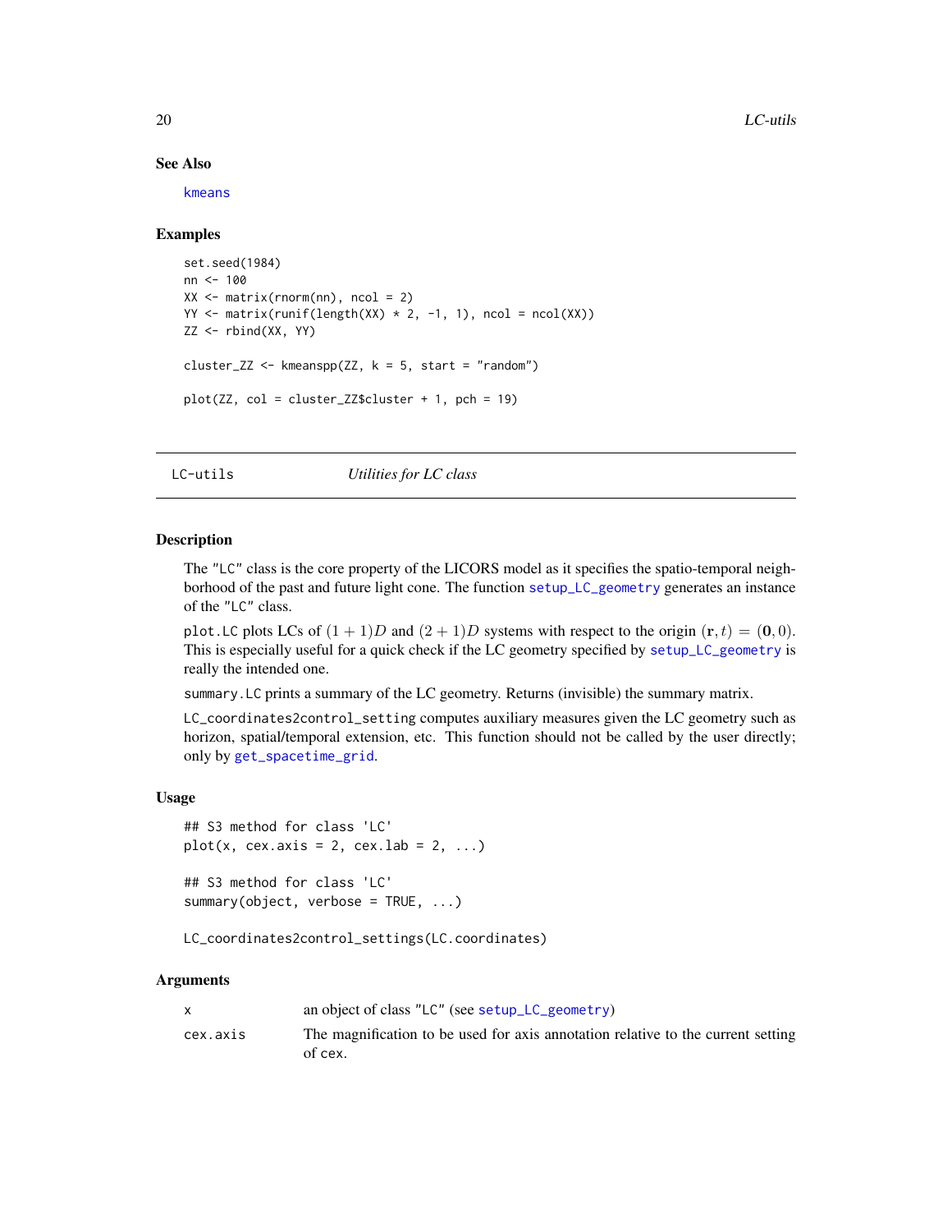### See Also

kmeans

### Examples

```
set.seed(1984)
nn <- 100
XX <- matrix(rnorm(nn), ncol = 2)
YY <- matrix(runif(length(XX) * 2, -1, 1), ncol = ncol(XX))
ZZ <- rbind(XX, YY)

cluster_ZZ <- kmeanspp(ZZ, k = 5, start = "random")

plot(ZZ, col = cluster_ZZ$cluster + 1, pch = 19)
```

---

## LC-utils — *Utilities for LC class*

---

### Description

The "LC" class is the core property of the LICORS model as it specifies the spatio-temporal neighborhood of the past and future light cone. The function setup_LC_geometry generates an instance of the "LC" class.

plot.LC plots LCs of $(1 + 1)D$ and $(2 + 1)D$ systems with respect to the origin $(\mathbf{r}, t) = (\mathbf{0}, 0)$. This is especially useful for a quick check if the LC geometry specified by setup_LC_geometry is really the intended one.

summary.LC prints a summary of the LC geometry. Returns (invisible) the summary matrix.

LC_coordinates2control_setting computes auxiliary measures given the LC geometry such as horizon, spatial/temporal extension, etc. This function should not be called by the user directly; only by get_spacetime_grid.

### Usage

```
## S3 method for class 'LC'
plot(x, cex.axis = 2, cex.lab = 2, ...)

## S3 method for class 'LC'
summary(object, verbose = TRUE, ...)

LC_coordinates2control_settings(LC.coordinates)
```

### Arguments

| | |
|---|---|
| x | an object of class "LC" (see setup_LC_geometry) |
| cex.axis | The magnification to be used for axis annotation relative to the current setting of cex. |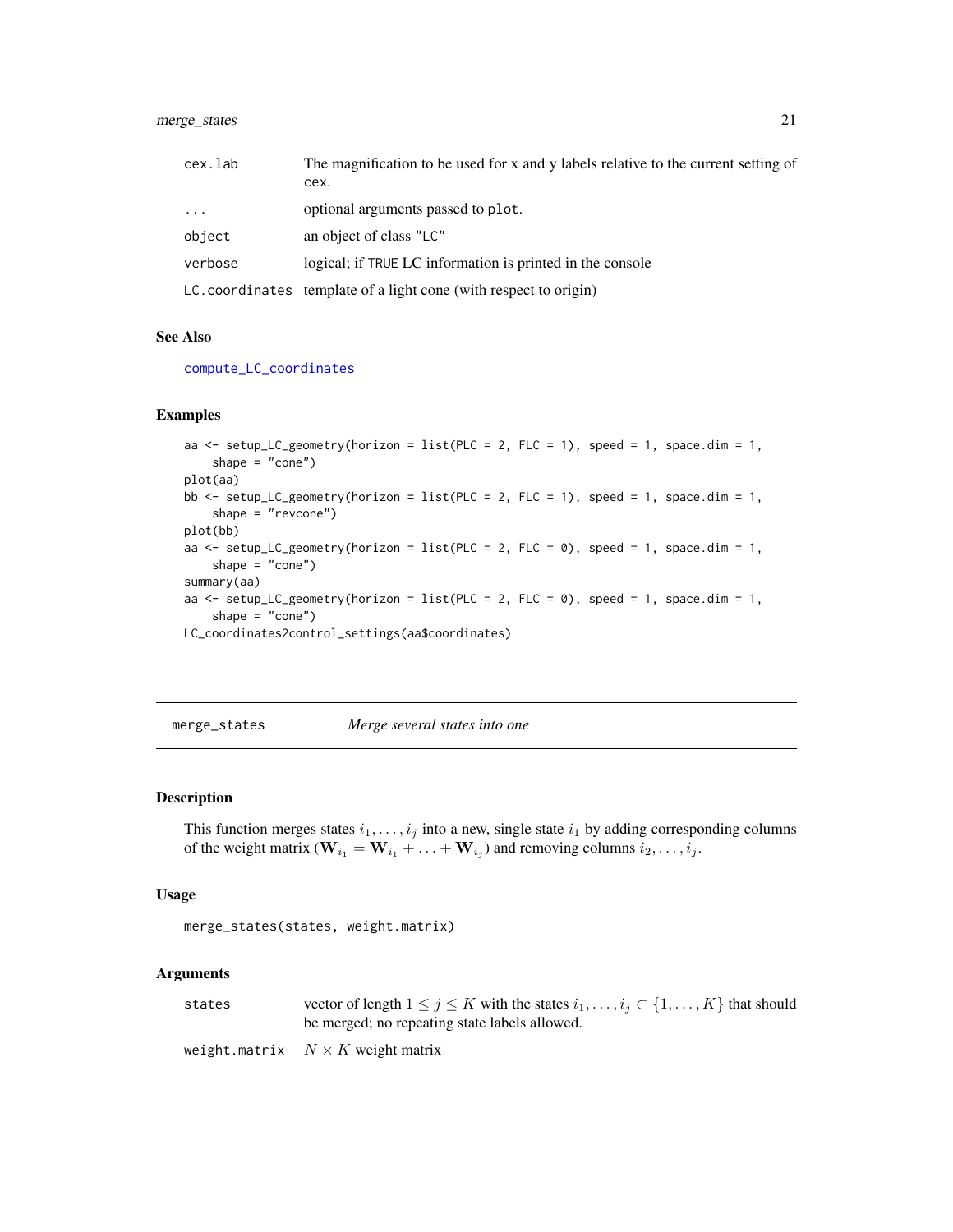| | |
|---|---|
| cex.lab | The magnification to be used for x and y labels relative to the current setting of cex. |
| ... | optional arguments passed to plot. |
| object | an object of class "LC" |
| verbose | logical; if TRUE LC information is printed in the console |
| LC.coordinates | template of a light cone (with respect to origin) |

### See Also

compute_LC_coordinates

### Examples

```
aa <- setup_LC_geometry(horizon = list(PLC = 2, FLC = 1), speed = 1, space.dim = 1,
    shape = "cone")
plot(aa)
bb <- setup_LC_geometry(horizon = list(PLC = 2, FLC = 1), speed = 1, space.dim = 1,
    shape = "revcone")
plot(bb)
aa <- setup_LC_geometry(horizon = list(PLC = 2, FLC = 0), speed = 1, space.dim = 1,
    shape = "cone")
summary(aa)
aa <- setup_LC_geometry(horizon = list(PLC = 2, FLC = 0), speed = 1, space.dim = 1,
    shape = "cone")
LC_coordinates2control_settings(aa$coordinates)
```

---

## merge_states *Merge several states into one*

---

### Description

This function merges states $i_1, \ldots, i_j$ into a new, single state $i_1$ by adding corresponding columns of the weight matrix ($\mathbf{W}_{i_1} = \mathbf{W}_{i_1} + \ldots + \mathbf{W}_{i_j}$) and removing columns $i_2, \ldots, i_j$.

### Usage

```
merge_states(states, weight.matrix)
```

### Arguments

| | |
|---|---|
| states | vector of length $1 \leq j \leq K$ with the states $i_1, \ldots, i_j \subset \{1, \ldots, K\}$ that should be merged; no repeating state labels allowed. |
| weight.matrix | $N \times K$ weight matrix |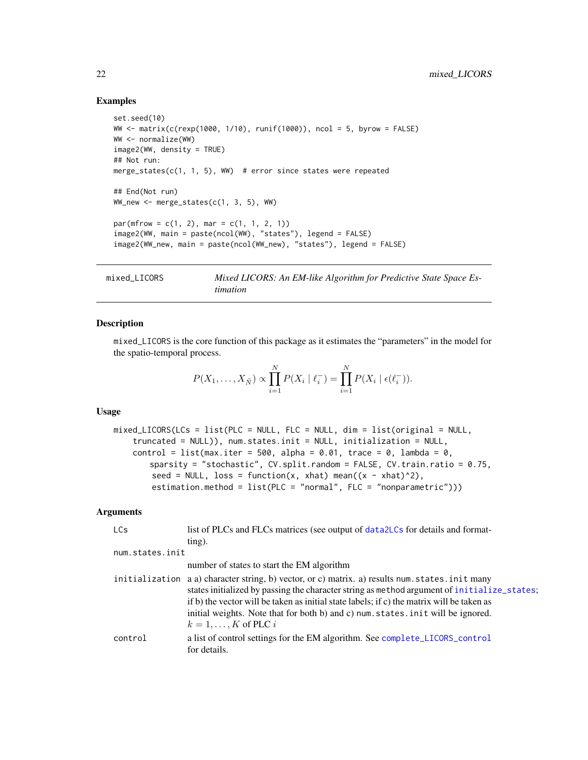## Examples

```
set.seed(10)
WW <- matrix(c(rexp(1000, 1/10), runif(1000)), ncol = 5, byrow = FALSE)
WW <- normalize(WW)
image2(WW, density = TRUE)
## Not run:
merge_states(c(1, 1, 5), WW)  # error since states were repeated

## End(Not run)
WW_new <- merge_states(c(1, 3, 5), WW)

par(mfrow = c(1, 2), mar = c(1, 1, 2, 1))
image2(WW, main = paste(ncol(WW), "states"), legend = FALSE)
image2(WW_new, main = paste(ncol(WW_new), "states"), legend = FALSE)
```

---

# mixed_LICORS

*Mixed LICORS: An EM-like Algorithm for Predictive State Space Estimation*

## Description

mixed_LICORS is the core function of this package as it estimates the "parameters" in the model for the spatio-temporal process.

$$P(X_1, \ldots, X_{\tilde{N}}) \propto \prod_{i=1}^{N} P(X_i \mid \ell_i^-) = \prod_{i=1}^{N} P(X_i \mid \epsilon(\ell_i^-)).$$

## Usage

```
mixed_LICORS(LCs = list(PLC = NULL, FLC = NULL, dim = list(original = NULL,
    truncated = NULL)), num.states.init = NULL, initialization = NULL,
    control = list(max.iter = 500, alpha = 0.01, trace = 0, lambda = 0,
        sparsity = "stochastic", CV.split.random = FALSE, CV.train.ratio = 0.75,
        seed = NULL, loss = function(x, xhat) mean((x - xhat)^2),
        estimation.method = list(PLC = "normal", FLC = "nonparametric")))
```

## Arguments

| | |
|---|---|
| LCs | list of PLCs and FLCs matrices (see output of data2LCs for details and formatting). |
| num.states.init | number of states to start the EM algorithm |
| initialization | a a) character string, b) vector, or c) matrix. a) results num.states.init many states initialized by passing the character string as method argument of initialize_states; if b) the vector will be taken as initial state labels; if c) the matrix will be taken as initial weights. Note that for both b) and c) num.states.init will be ignored. $k = 1, \ldots, K$ of PLC $i$ |
| control | a list of control settings for the EM algorithm. See complete_LICORS_control for details. |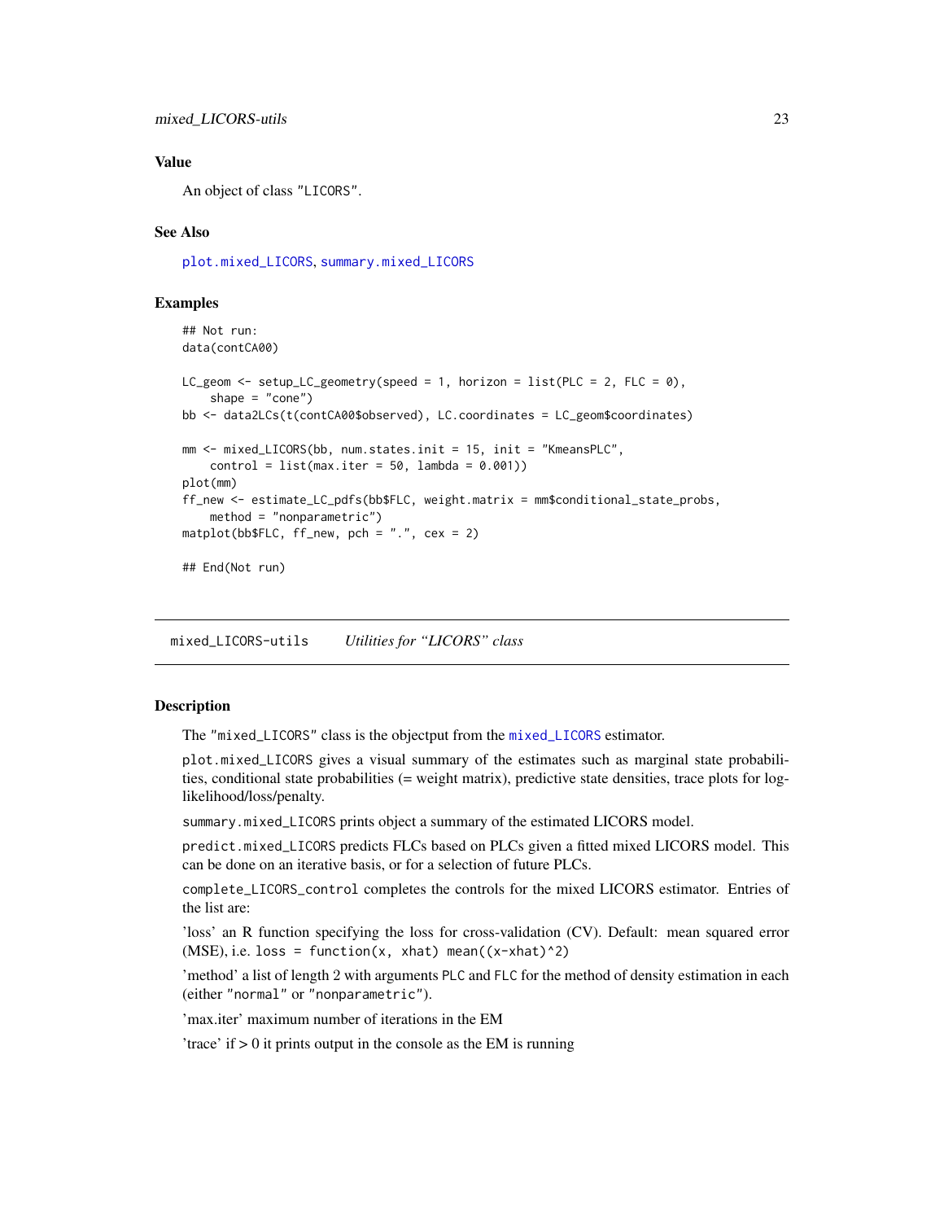### Value

An object of class "LICORS".

### See Also

`plot.mixed_LICORS`, `summary.mixed_LICORS`

### Examples

```
## Not run:
data(contCA00)

LC_geom <- setup_LC_geometry(speed = 1, horizon = list(PLC = 2, FLC = 0),
    shape = "cone")
bb <- data2LCs(t(contCA00$observed), LC.coordinates = LC_geom$coordinates)

mm <- mixed_LICORS(bb, num.states.init = 15, init = "KmeansPLC",
    control = list(max.iter = 50, lambda = 0.001))
plot(mm)
ff_new <- estimate_LC_pdfs(bb$FLC, weight.matrix = mm$conditional_state_probs,
    method = "nonparametric")
matplot(bb$FLC, ff_new, pch = ".", cex = 2)

## End(Not run)
```

---

## mixed_LICORS-utils    *Utilities for "LICORS" class*

### Description

The "mixed_LICORS" class is the objectput from the `mixed_LICORS` estimator.

`plot.mixed_LICORS` gives a visual summary of the estimates such as marginal state probabilities, conditional state probabilities (= weight matrix), predictive state densities, trace plots for log-likelihood/loss/penalty.

`summary.mixed_LICORS` prints object a summary of the estimated LICORS model.

`predict.mixed_LICORS` predicts FLCs based on PLCs given a fitted mixed LICORS model. This can be done on an iterative basis, or for a selection of future PLCs.

`complete_LICORS_control` completes the controls for the mixed LICORS estimator. Entries of the list are:

'loss' an R function specifying the loss for cross-validation (CV). Default: mean squared error (MSE), i.e. `loss = function(x, xhat) mean((x-xhat)^2)`

'method' a list of length 2 with arguments `PLC` and `FLC` for the method of density estimation in each (either "normal" or "nonparametric").

'max.iter' maximum number of iterations in the EM

'trace' if > 0 it prints output in the console as the EM is running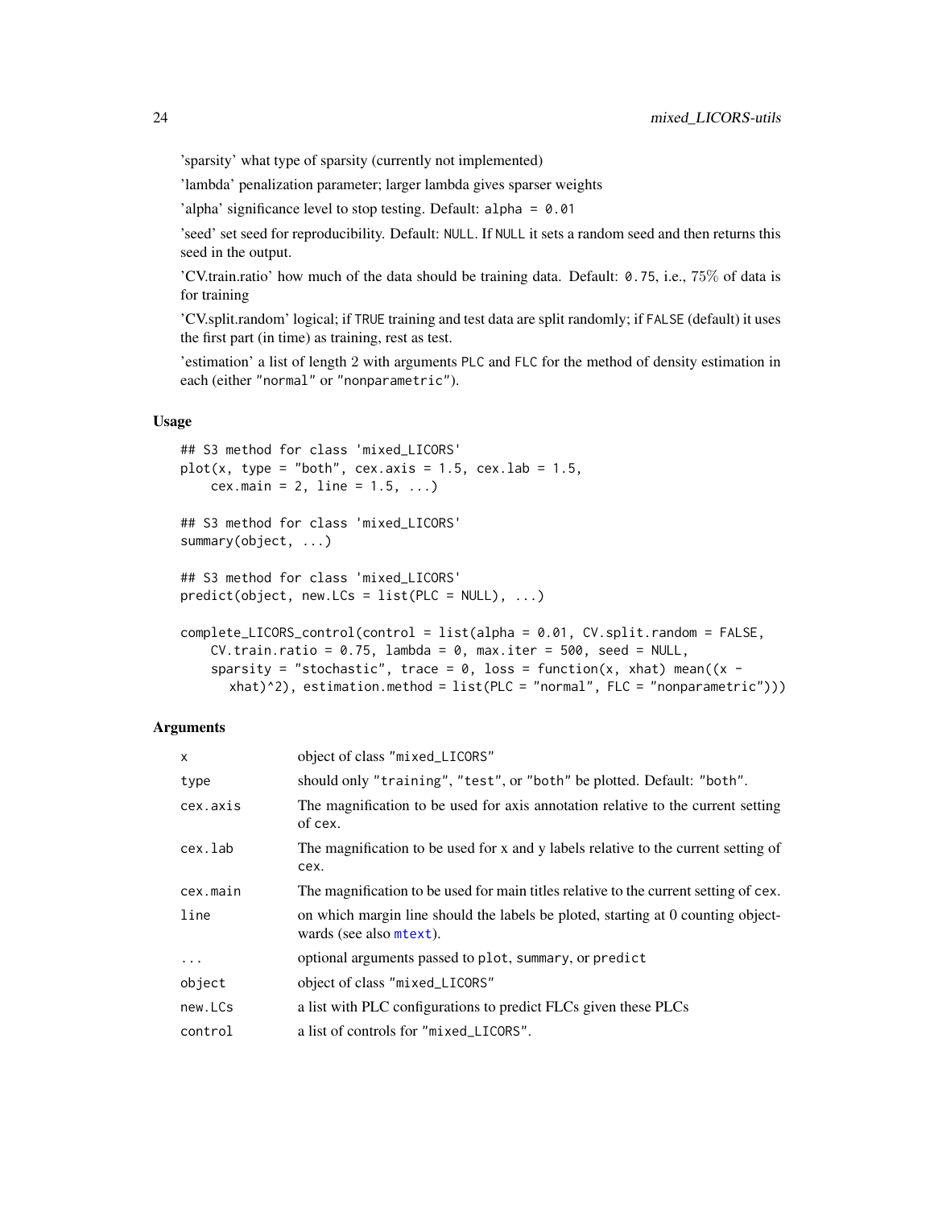'sparsity' what type of sparsity (currently not implemented)

'lambda' penalization parameter; larger lambda gives sparser weights

'alpha' significance level to stop testing. Default: `alpha = 0.01`

'seed' set seed for reproducibility. Default: `NULL`. If `NULL` it sets a random seed and then returns this seed in the output.

'CV.train.ratio' how much of the data should be training data. Default: `0.75`, i.e., 75% of data is for training

'CV.split.random' logical; if `TRUE` training and test data are split randomly; if `FALSE` (default) it uses the first part (in time) as training, rest as test.

'estimation' a list of length 2 with arguments `PLC` and `FLC` for the method of density estimation in each (either `"normal"` or `"nonparametric"`).

### Usage

```
## S3 method for class 'mixed_LICORS'
plot(x, type = "both", cex.axis = 1.5, cex.lab = 1.5,
    cex.main = 2, line = 1.5, ...)

## S3 method for class 'mixed_LICORS'
summary(object, ...)

## S3 method for class 'mixed_LICORS'
predict(object, new.LCs = list(PLC = NULL), ...)

complete_LICORS_control(control = list(alpha = 0.01, CV.split.random = FALSE,
    CV.train.ratio = 0.75, lambda = 0, max.iter = 500, seed = NULL,
    sparsity = "stochastic", trace = 0, loss = function(x, xhat) mean((x -
      xhat)^2), estimation.method = list(PLC = "normal", FLC = "nonparametric")))
```

### Arguments

| | |
|---|---|
| `x` | object of class `"mixed_LICORS"` |
| `type` | should only `"training"`, `"test"`, or `"both"` be plotted. Default: `"both"`. |
| `cex.axis` | The magnification to be used for axis annotation relative to the current setting of `cex`. |
| `cex.lab` | The magnification to be used for x and y labels relative to the current setting of `cex`. |
| `cex.main` | The magnification to be used for main titles relative to the current setting of `cex`. |
| `line` | on which margin line should the labels be ploted, starting at 0 counting objectwards (see also `mtext`). |
| `...` | optional arguments passed to `plot`, `summary`, or `predict` |
| `object` | object of class `"mixed_LICORS"` |
| `new.LCs` | a list with PLC configurations to predict FLCs given these PLCs |
| `control` | a list of controls for `"mixed_LICORS"`. |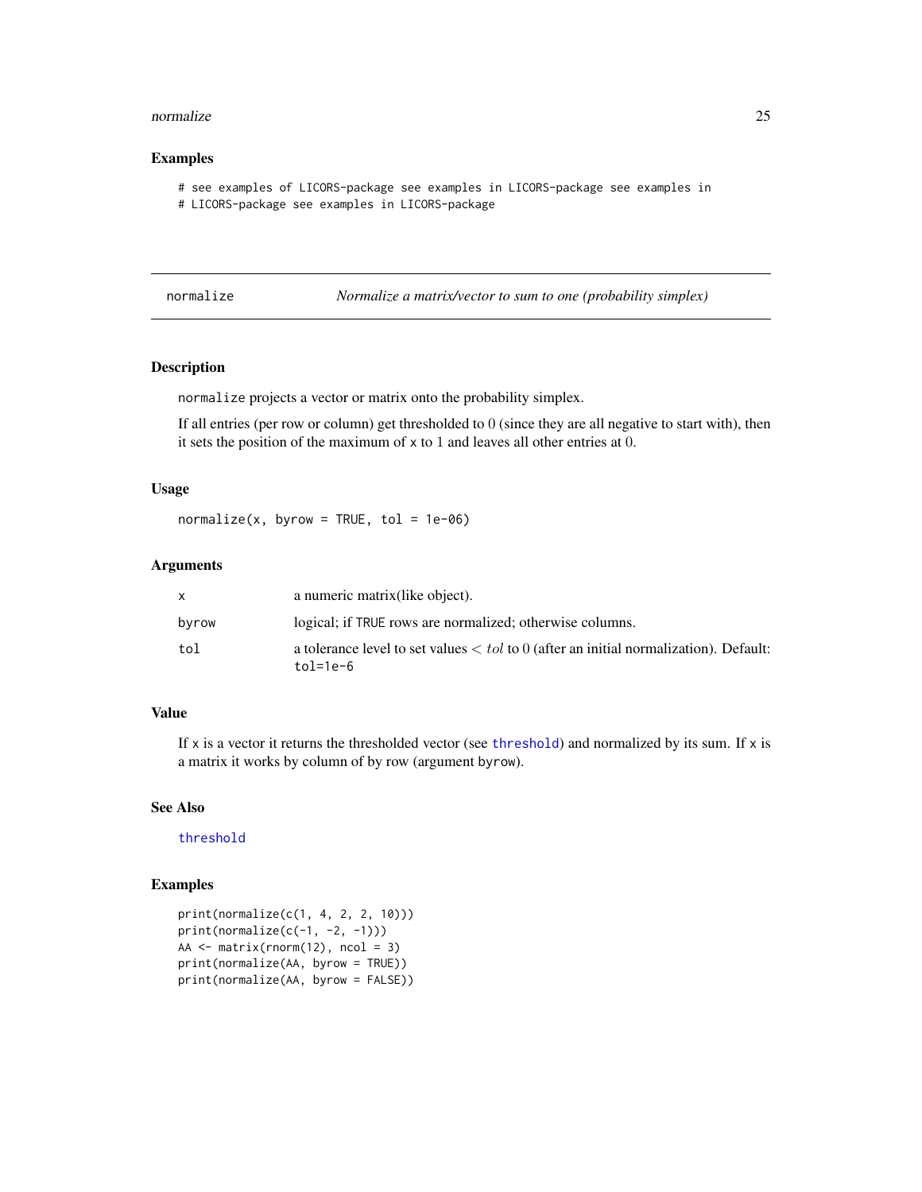## Examples

```
# see examples of LICORS-package see examples in LICORS-package see examples in
# LICORS-package see examples in LICORS-package
```

---

# normalize — *Normalize a matrix/vector to sum to one (probability simplex)*

---

## Description

`normalize` projects a vector or matrix onto the probability simplex.

If all entries (per row or column) get thresholded to 0 (since they are all negative to start with), then it sets the position of the maximum of `x` to 1 and leaves all other entries at 0.

## Usage

```
normalize(x, byrow = TRUE, tol = 1e-06)
```

## Arguments

| | |
|---|---|
| `x` | a numeric matrix(like object). |
| `byrow` | logical; if `TRUE` rows are normalized; otherwise columns. |
| `tol` | a tolerance level to set values $< tol$ to 0 (after an initial normalization). Default: `tol=1e-6` |

## Value

If `x` is a vector it returns the thresholded vector (see `threshold`) and normalized by its sum. If `x` is a matrix it works by column of by row (argument `byrow`).

## See Also

`threshold`

## Examples

```
print(normalize(c(1, 4, 2, 2, 10)))
print(normalize(c(-1, -2, -1)))
AA <- matrix(rnorm(12), ncol = 3)
print(normalize(AA, byrow = TRUE))
print(normalize(AA, byrow = FALSE))
```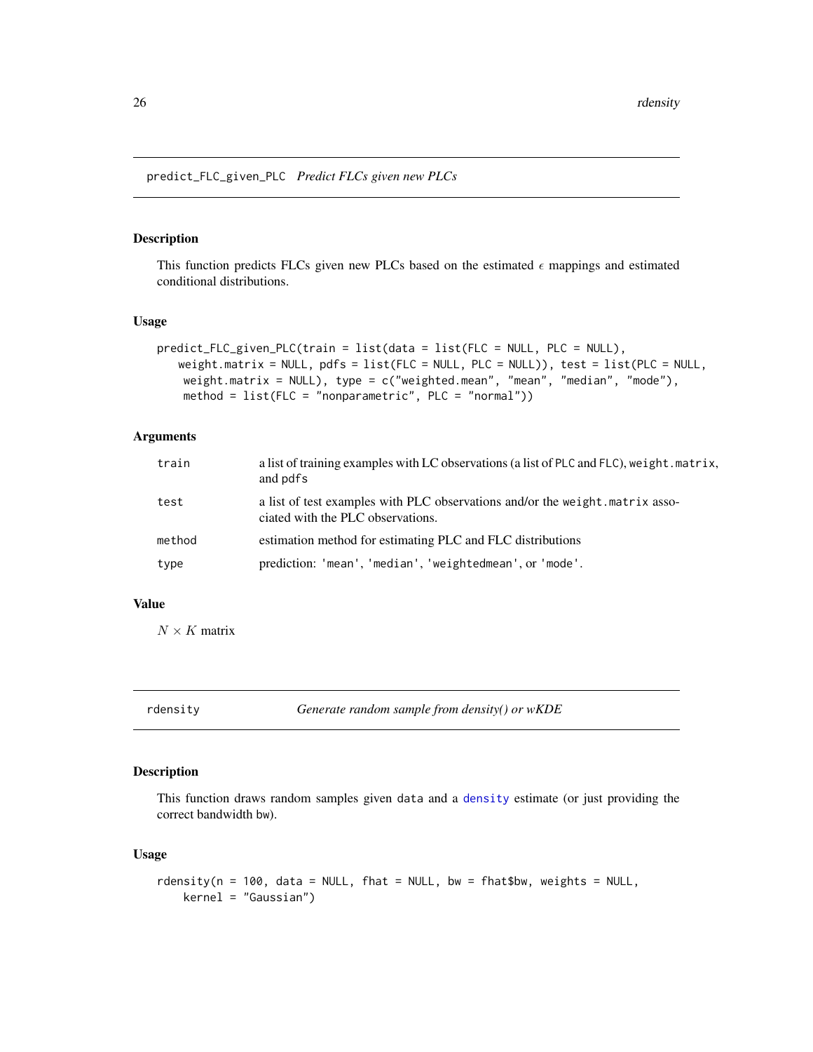## predict_FLC_given_PLC *Predict FLCs given new PLCs*

### Description

This function predicts FLCs given new PLCs based on the estimated $\epsilon$ mappings and estimated conditional distributions.

### Usage

```
predict_FLC_given_PLC(train = list(data = list(FLC = NULL, PLC = NULL),
   weight.matrix = NULL, pdfs = list(FLC = NULL, PLC = NULL)), test = list(PLC = NULL,
    weight.matrix = NULL), type = c("weighted.mean", "mean", "median", "mode"),
    method = list(FLC = "nonparametric", PLC = "normal"))
```

### Arguments

| | |
|---|---|
| train | a list of training examples with LC observations (a list of PLC and FLC), weight.matrix, and pdfs |
| test | a list of test examples with PLC observations and/or the weight.matrix associated with the PLC observations. |
| method | estimation method for estimating PLC and FLC distributions |
| type | prediction: 'mean', 'median', 'weightedmean', or 'mode'. |

### Value

$N \times K$ matrix

## rdensity *Generate random sample from density() or wKDE*

### Description

This function draws random samples given data and a density estimate (or just providing the correct bandwidth bw).

### Usage

```
rdensity(n = 100, data = NULL, fhat = NULL, bw = fhat$bw, weights = NULL,
    kernel = "Gaussian")
```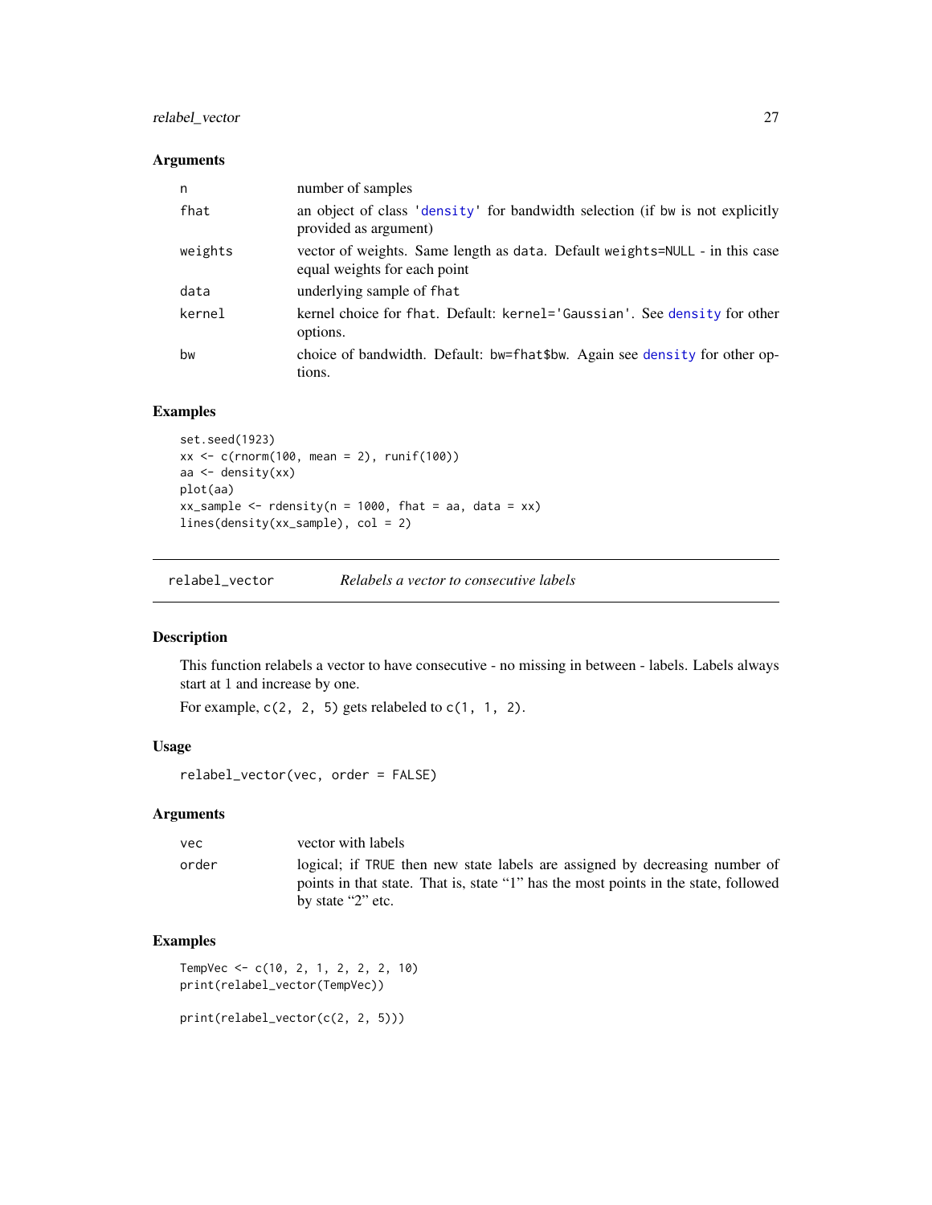## Arguments

| | |
|---|---|
| n | number of samples |
| fhat | an object of class 'density' for bandwidth selection (if bw is not explicitly provided as argument) |
| weights | vector of weights. Same length as data. Default weights=NULL - in this case equal weights for each point |
| data | underlying sample of fhat |
| kernel | kernel choice for fhat. Default: kernel='Gaussian'. See density for other options. |
| bw | choice of bandwidth. Default: bw=fhat$bw. Again see density for other options. |

## Examples

```
set.seed(1923)
xx <- c(rnorm(100, mean = 2), runif(100))
aa <- density(xx)
plot(aa)
xx_sample <- rdensity(n = 1000, fhat = aa, data = xx)
lines(density(xx_sample), col = 2)
```

---

# relabel_vector — *Relabels a vector to consecutive labels*

## Description

This function relabels a vector to have consecutive - no missing in between - labels. Labels always start at 1 and increase by one.

For example, c(2, 2, 5) gets relabeled to c(1, 1, 2).

## Usage

```
relabel_vector(vec, order = FALSE)
```

## Arguments

| | |
|---|---|
| vec | vector with labels |
| order | logical; if TRUE then new state labels are assigned by decreasing number of points in that state. That is, state "1" has the most points in the state, followed by state "2" etc. |

## Examples

```
TempVec <- c(10, 2, 1, 2, 2, 2, 10)
print(relabel_vector(TempVec))

print(relabel_vector(c(2, 2, 5)))
```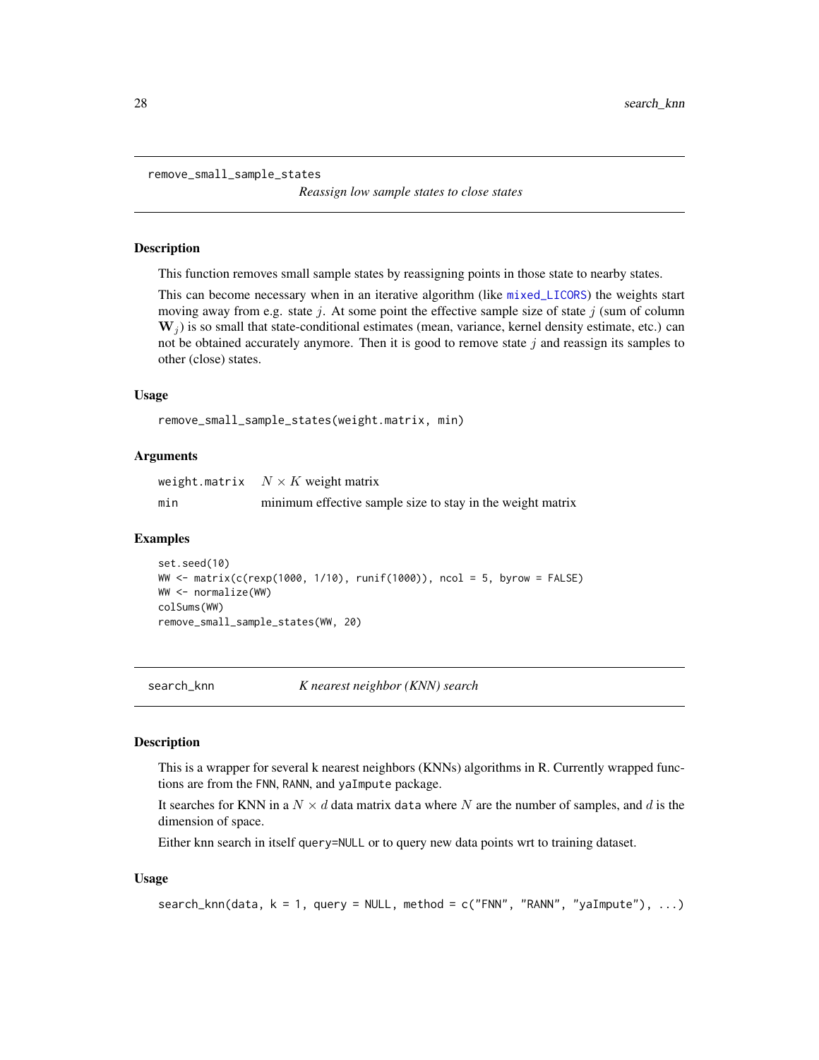## remove_small_sample_states

*Reassign low sample states to close states*

### Description

This function removes small sample states by reassigning points in those state to nearby states.

This can become necessary when in an iterative algorithm (like mixed_LICORS) the weights start moving away from e.g. state $j$. At some point the effective sample size of state $j$ (sum of column $\mathbf{W}_j$) is so small that state-conditional estimates (mean, variance, kernel density estimate, etc.) can not be obtained accurately anymore. Then it is good to remove state $j$ and reassign its samples to other (close) states.

### Usage

```
remove_small_sample_states(weight.matrix, min)
```

### Arguments

| | |
|---|---|
| weight.matrix | $N \times K$ weight matrix |
| min | minimum effective sample size to stay in the weight matrix |

### Examples

```
set.seed(10)
WW <- matrix(c(rexp(1000, 1/10), runif(1000)), ncol = 5, byrow = FALSE)
WW <- normalize(WW)
colSums(WW)
remove_small_sample_states(WW, 20)
```

## search_knn

*K nearest neighbor (KNN) search*

### Description

This is a wrapper for several k nearest neighbors (KNNs) algorithms in R. Currently wrapped functions are from the FNN, RANN, and yaImpute package.

It searches for KNN in a $N \times d$ data matrix data where $N$ are the number of samples, and $d$ is the dimension of space.

Either knn search in itself query=NULL or to query new data points wrt to training dataset.

### Usage

```
search_knn(data, k = 1, query = NULL, method = c("FNN", "RANN", "yaImpute"), ...)
```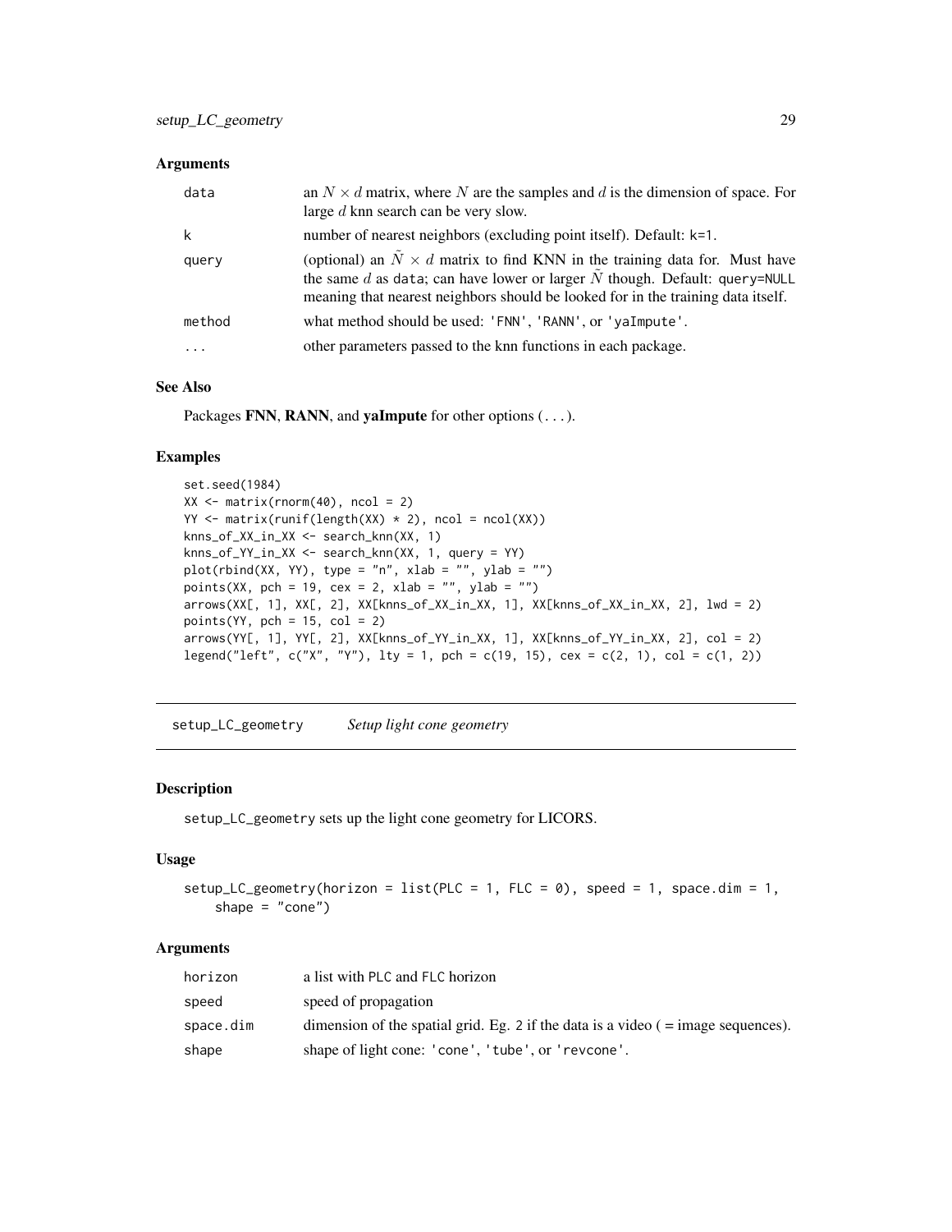### Arguments

| | |
|---|---|
| data | an $N \times d$ matrix, where $N$ are the samples and $d$ is the dimension of space. For large $d$ knn search can be very slow. |
| k | number of nearest neighbors (excluding point itself). Default: k=1. |
| query | (optional) an $\tilde{N} \times d$ matrix to find KNN in the training data for. Must have the same $d$ as data; can have lower or larger $\tilde{N}$ though. Default: query=NULL meaning that nearest neighbors should be looked for in the training data itself. |
| method | what method should be used: 'FNN', 'RANN', or 'yaImpute'. |
| ... | other parameters passed to the knn functions in each package. |

### See Also

Packages **FNN**, **RANN**, and **yaImpute** for other options (...).

### Examples

```
set.seed(1984)
XX <- matrix(rnorm(40), ncol = 2)
YY <- matrix(runif(length(XX) * 2), ncol = ncol(XX))
knns_of_XX_in_XX <- search_knn(XX, 1)
knns_of_YY_in_XX <- search_knn(XX, 1, query = YY)
plot(rbind(XX, YY), type = "n", xlab = "", ylab = "")
points(XX, pch = 19, cex = 2, xlab = "", ylab = "")
arrows(XX[, 1], XX[, 2], XX[knns_of_XX_in_XX, 1], XX[knns_of_XX_in_XX, 2], lwd = 2)
points(YY, pch = 15, col = 2)
arrows(YY[, 1], YY[, 2], XX[knns_of_YY_in_XX, 1], XX[knns_of_YY_in_XX, 2], col = 2)
legend("left", c("X", "Y"), lty = 1, pch = c(19, 15), cex = c(2, 1), col = c(1, 2))
```

---

## setup_LC_geometry *Setup light cone geometry*

### Description

setup_LC_geometry sets up the light cone geometry for LICORS.

### Usage

```
setup_LC_geometry(horizon = list(PLC = 1, FLC = 0), speed = 1, space.dim = 1,
    shape = "cone")
```

### Arguments

| | |
|---|---|
| horizon | a list with PLC and FLC horizon |
| speed | speed of propagation |
| space.dim | dimension of the spatial grid. Eg. 2 if the data is a video ( = image sequences). |
| shape | shape of light cone: 'cone', 'tube', or 'revcone'. |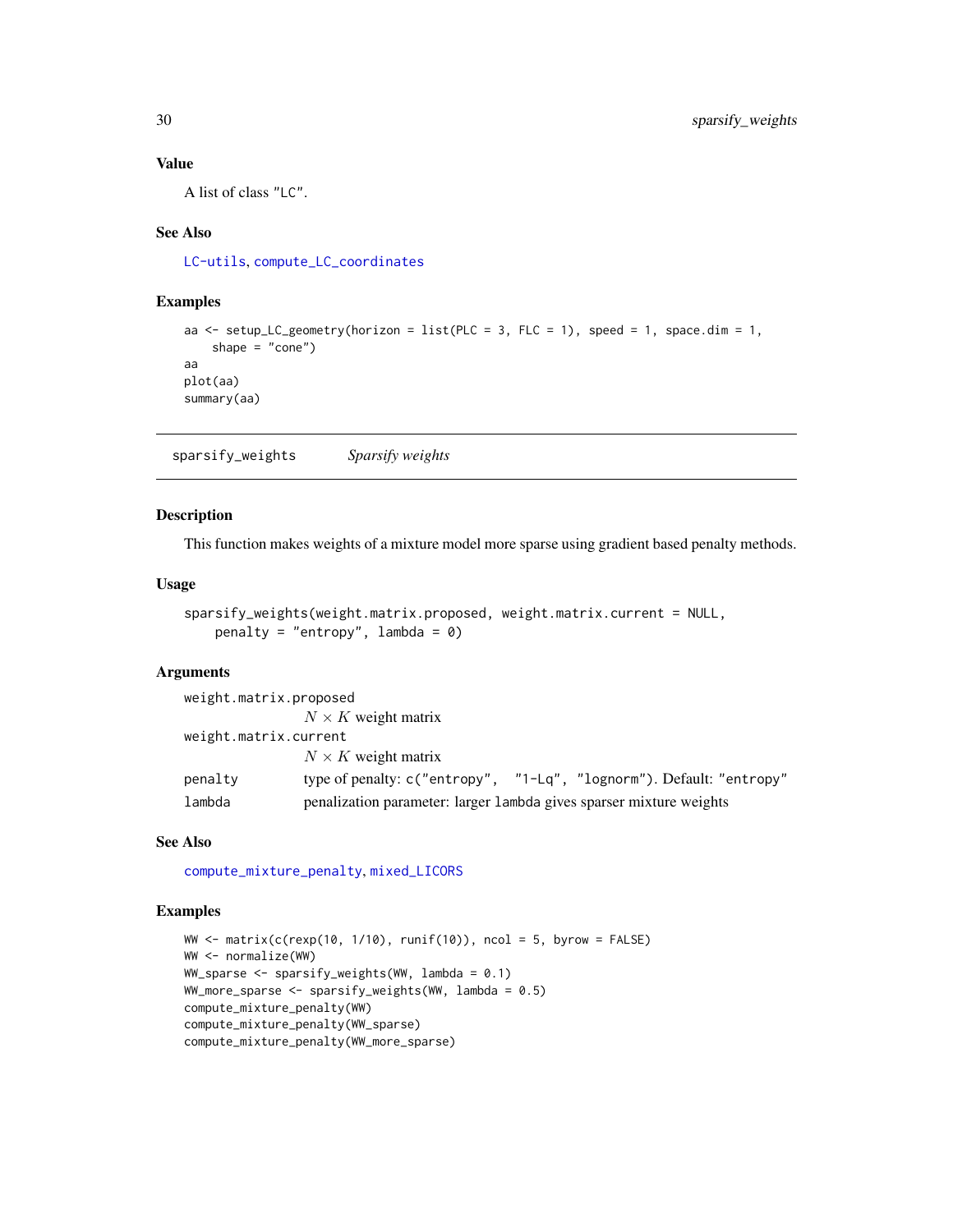## Value

A list of class "LC".

## See Also

LC-utils, compute_LC_coordinates

## Examples

```
aa <- setup_LC_geometry(horizon = list(PLC = 3, FLC = 1), speed = 1, space.dim = 1,
    shape = "cone")
aa
plot(aa)
summary(aa)
```

---

# sparsify_weights *Sparsify weights*

## Description

This function makes weights of a mixture model more sparse using gradient based penalty methods.

## Usage

```
sparsify_weights(weight.matrix.proposed, weight.matrix.current = NULL,
    penalty = "entropy", lambda = 0)
```

## Arguments

| | |
|---|---|
| weight.matrix.proposed | $N \times K$ weight matrix |
| weight.matrix.current | $N \times K$ weight matrix |
| penalty | type of penalty: c("entropy", "1-Lq", "lognorm"). Default: "entropy" |
| lambda | penalization parameter: larger lambda gives sparser mixture weights |

## See Also

compute_mixture_penalty, mixed_LICORS

## Examples

```
WW <- matrix(c(rexp(10, 1/10), runif(10)), ncol = 5, byrow = FALSE)
WW <- normalize(WW)
WW_sparse <- sparsify_weights(WW, lambda = 0.1)
WW_more_sparse <- sparsify_weights(WW, lambda = 0.5)
compute_mixture_penalty(WW)
compute_mixture_penalty(WW_sparse)
compute_mixture_penalty(WW_more_sparse)
```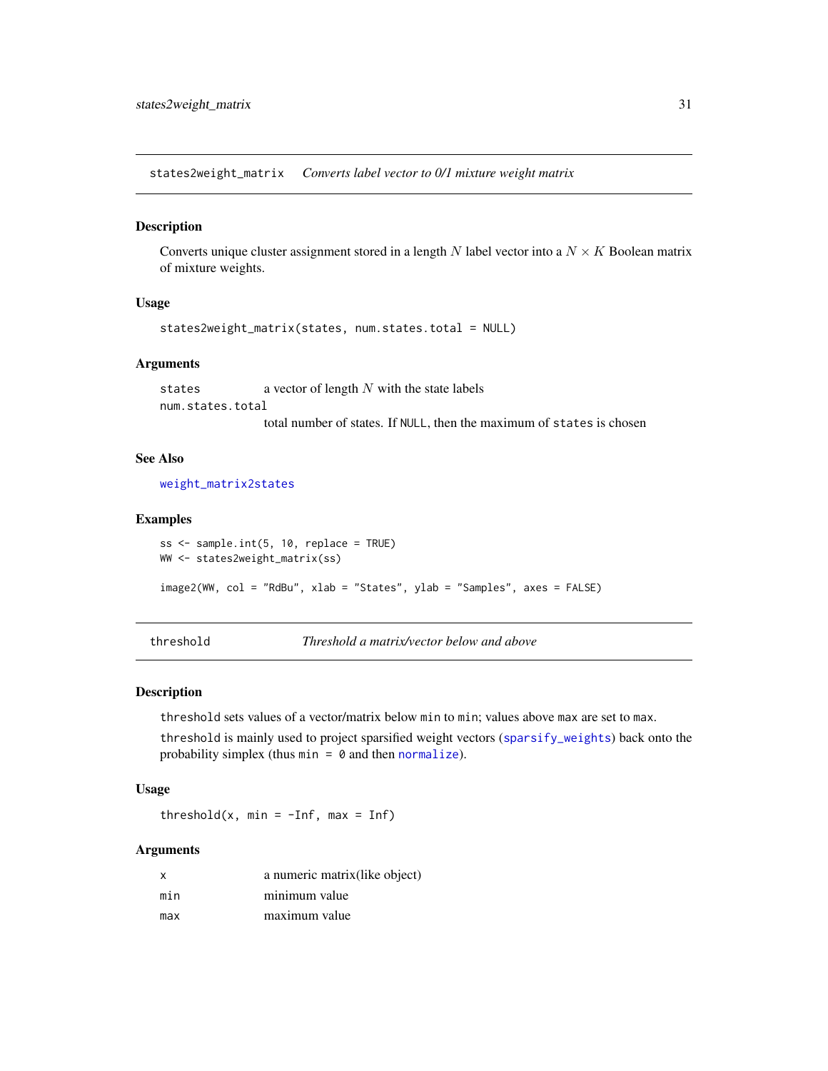## states2weight_matrix — *Converts label vector to 0/1 mixture weight matrix*

### Description

Converts unique cluster assignment stored in a length $N$ label vector into a $N \times K$ Boolean matrix of mixture weights.

### Usage

```
states2weight_matrix(states, num.states.total = NULL)
```

### Arguments

| | |
|---|---|
| `states` | a vector of length $N$ with the state labels |
| `num.states.total` | total number of states. If `NULL`, then the maximum of `states` is chosen |

### See Also

`weight_matrix2states`

### Examples

```
ss <- sample.int(5, 10, replace = TRUE)
WW <- states2weight_matrix(ss)

image2(WW, col = "RdBu", xlab = "States", ylab = "Samples", axes = FALSE)
```

## threshold — *Threshold a matrix/vector below and above*

### Description

`threshold` sets values of a vector/matrix below `min` to `min`; values above `max` are set to `max`.

`threshold` is mainly used to project sparsified weight vectors (`sparsify_weights`) back onto the probability simplex (thus `min = 0` and then `normalize`).

### Usage

```
threshold(x, min = -Inf, max = Inf)
```

### Arguments

| | |
|---|---|
| `x` | a numeric matrix(like object) |
| `min` | minimum value |
| `max` | maximum value |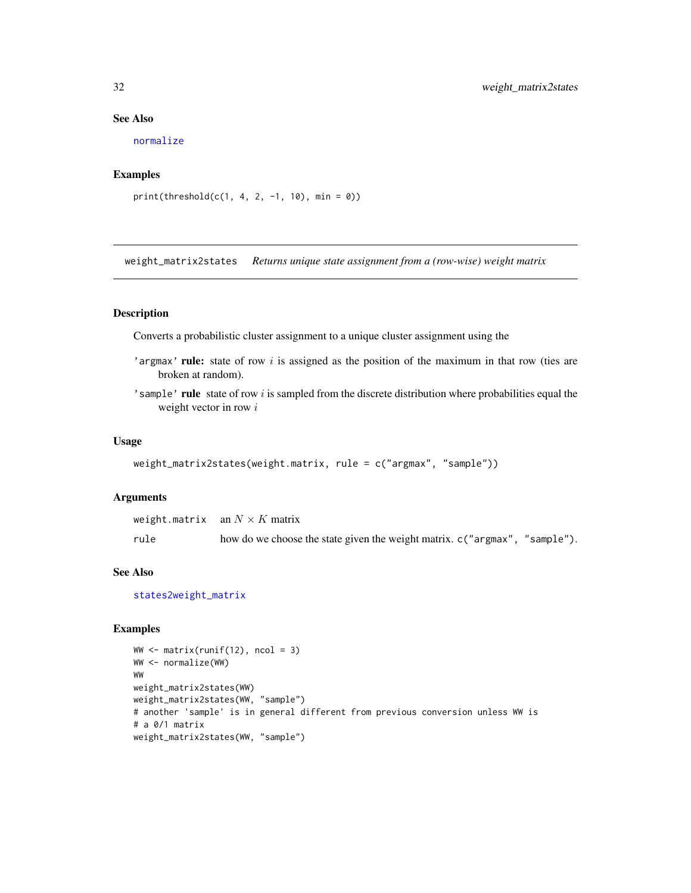### See Also

normalize

### Examples

```
print(threshold(c(1, 4, 2, -1, 10), min = 0))
```

---

## weight_matrix2states    *Returns unique state assignment from a (row-wise) weight matrix*

---

### Description

Converts a probabilistic cluster assignment to a unique cluster assignment using the

'argmax' **rule:** state of row $i$ is assigned as the position of the maximum in that row (ties are broken at random).

'sample' **rule** state of row $i$ is sampled from the discrete distribution where probabilities equal the weight vector in row $i$

### Usage

```
weight_matrix2states(weight.matrix, rule = c("argmax", "sample"))
```

### Arguments

| | |
|---|---|
| weight.matrix | an $N \times K$ matrix |
| rule | how do we choose the state given the weight matrix. c("argmax", "sample"). |

### See Also

states2weight_matrix

### Examples

```
WW <- matrix(runif(12), ncol = 3)
WW <- normalize(WW)
WW
weight_matrix2states(WW)
weight_matrix2states(WW, "sample")
# another 'sample' is in general different from previous conversion unless WW is
# a 0/1 matrix
weight_matrix2states(WW, "sample")
```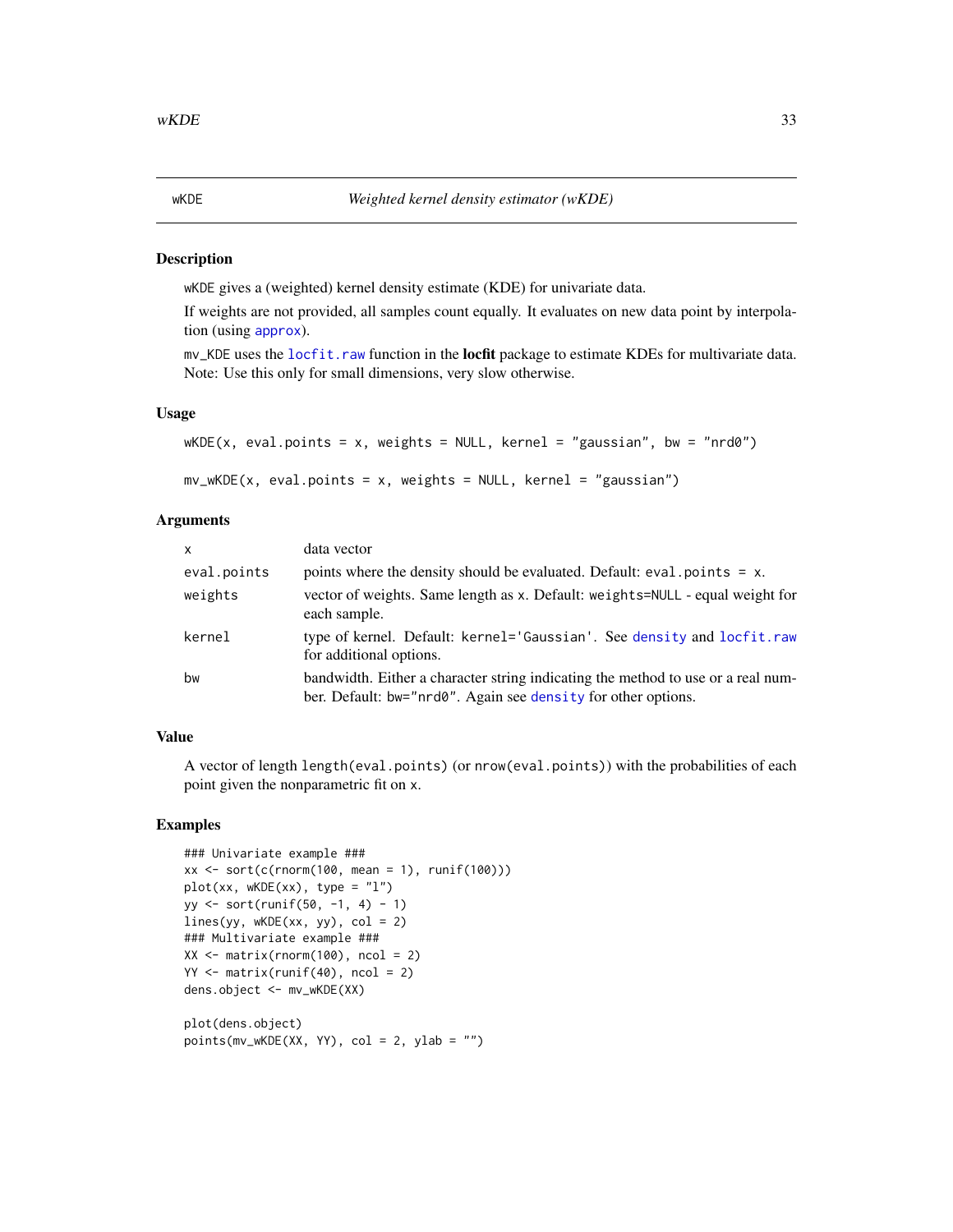# wKDE — *Weighted kernel density estimator (wKDE)*

## Description

wKDE gives a (weighted) kernel density estimate (KDE) for univariate data.

If weights are not provided, all samples count equally. It evaluates on new data point by interpolation (using approx).

mv_KDE uses the locfit.raw function in the **locfit** package to estimate KDEs for multivariate data. Note: Use this only for small dimensions, very slow otherwise.

## Usage

```
wKDE(x, eval.points = x, weights = NULL, kernel = "gaussian", bw = "nrd0")

mv_wKDE(x, eval.points = x, weights = NULL, kernel = "gaussian")
```

## Arguments

| | |
|---|---|
| x | data vector |
| eval.points | points where the density should be evaluated. Default: eval.points = x. |
| weights | vector of weights. Same length as x. Default: weights=NULL - equal weight for each sample. |
| kernel | type of kernel. Default: kernel='Gaussian'. See density and locfit.raw for additional options. |
| bw | bandwidth. Either a character string indicating the method to use or a real number. Default: bw="nrd0". Again see density for other options. |

## Value

A vector of length length(eval.points) (or nrow(eval.points)) with the probabilities of each point given the nonparametric fit on x.

## Examples

```
### Univariate example ###
xx <- sort(c(rnorm(100, mean = 1), runif(100)))
plot(xx, wKDE(xx), type = "l")
yy <- sort(runif(50, -1, 4) - 1)
lines(yy, wKDE(xx, yy), col = 2)
### Multivariate example ###
XX <- matrix(rnorm(100), ncol = 2)
YY <- matrix(runif(40), ncol = 2)
dens.object <- mv_wKDE(XX)

plot(dens.object)
points(mv_wKDE(XX, YY), col = 2, ylab = "")
```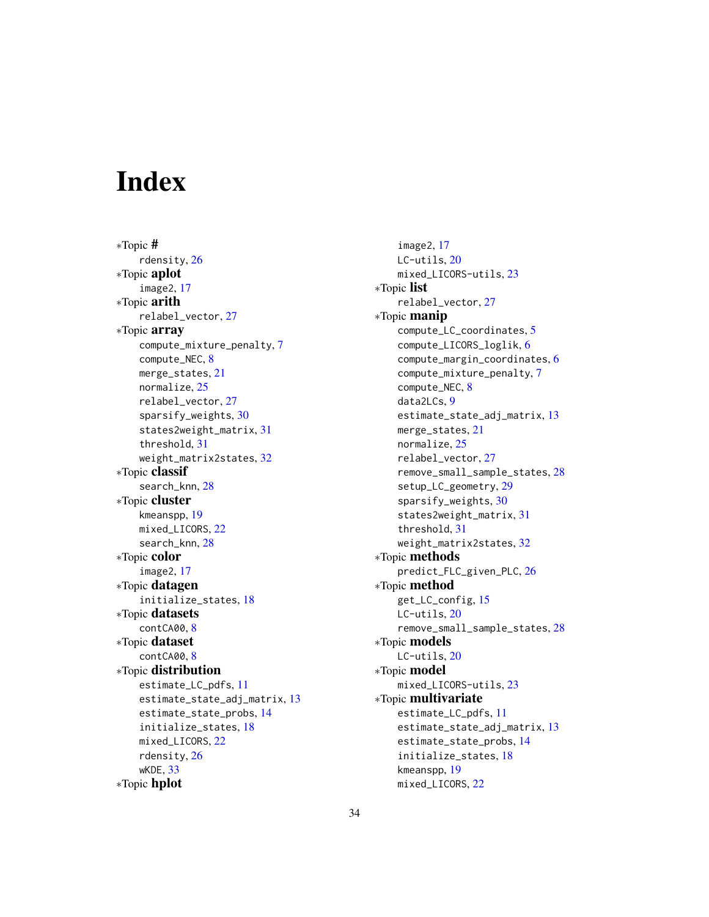# Index

*Topic **#**
  rdensity, 26
*Topic **aplot**
  image2, 17
*Topic **arith**
  relabel_vector, 27
*Topic **array**
  compute_mixture_penalty, 7
  compute_NEC, 8
  merge_states, 21
  normalize, 25
  relabel_vector, 27
  sparsify_weights, 30
  states2weight_matrix, 31
  threshold, 31
  weight_matrix2states, 32
*Topic **classif**
  search_knn, 28
*Topic **cluster**
  kmeanspp, 19
  mixed_LICORS, 22
  search_knn, 28
*Topic **color**
  image2, 17
*Topic **datagen**
  initialize_states, 18
*Topic **datasets**
  contCA00, 8
*Topic **dataset**
  contCA00, 8
*Topic **distribution**
  estimate_LC_pdfs, 11
  estimate_state_adj_matrix, 13
  estimate_state_probs, 14
  initialize_states, 18
  mixed_LICORS, 22
  rdensity, 26
  wKDE, 33
*Topic **hplot**
  image2, 17
  LC-utils, 20
  mixed_LICORS-utils, 23
*Topic **list**
  relabel_vector, 27
*Topic **manip**
  compute_LC_coordinates, 5
  compute_LICORS_loglik, 6
  compute_margin_coordinates, 6
  compute_mixture_penalty, 7
  compute_NEC, 8
  data2LCs, 9
  estimate_state_adj_matrix, 13
  merge_states, 21
  normalize, 25
  relabel_vector, 27
  remove_small_sample_states, 28
  setup_LC_geometry, 29
  sparsify_weights, 30
  states2weight_matrix, 31
  threshold, 31
  weight_matrix2states, 32
*Topic **methods**
  predict_FLC_given_PLC, 26
*Topic **method**
  get_LC_config, 15
  LC-utils, 20
  remove_small_sample_states, 28
*Topic **models**
  LC-utils, 20
*Topic **model**
  mixed_LICORS-utils, 23
*Topic **multivariate**
  estimate_LC_pdfs, 11
  estimate_state_adj_matrix, 13
  estimate_state_probs, 14
  initialize_states, 18
  kmeanspp, 19
  mixed_LICORS, 22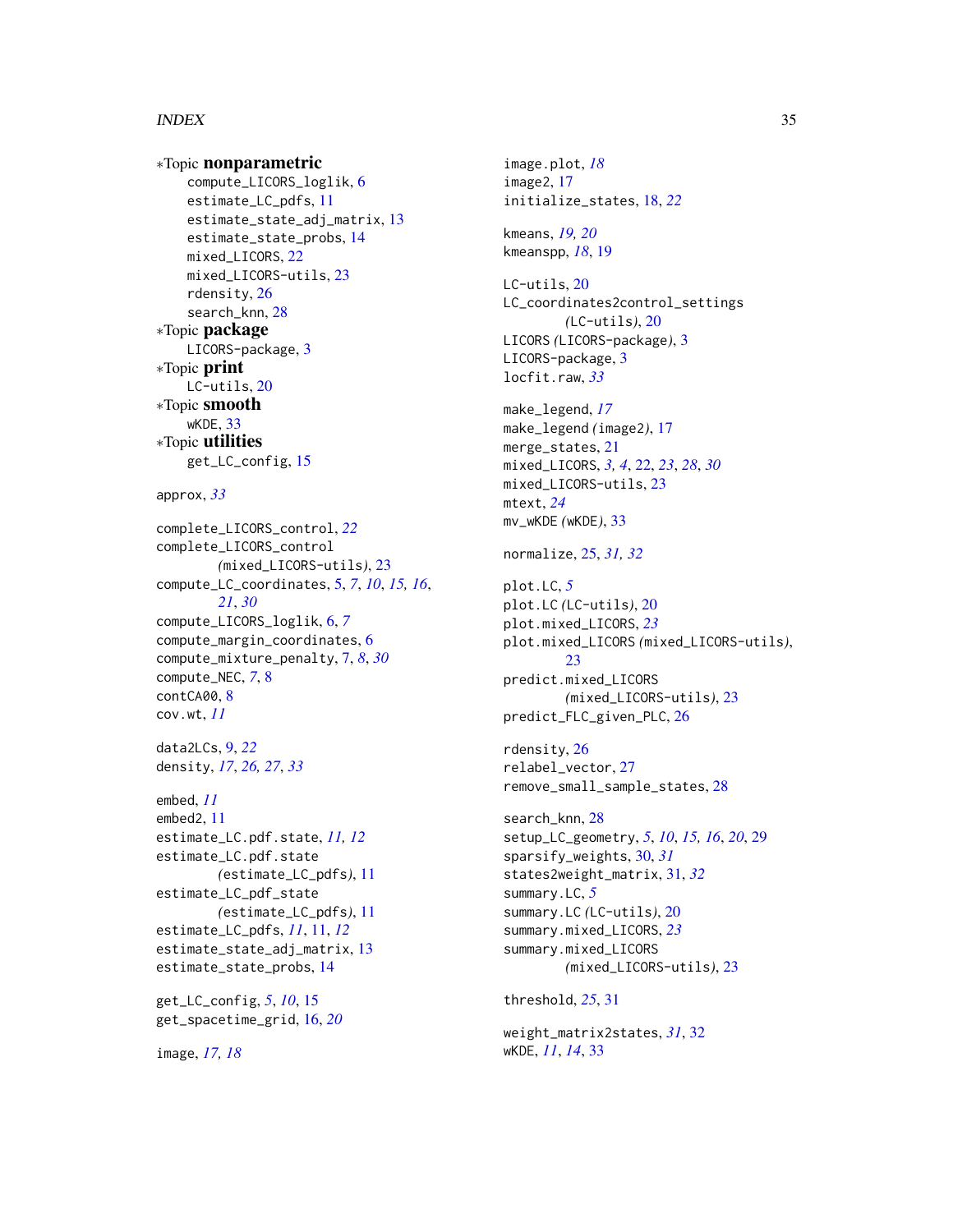*Topic **nonparametric**
compute_LICORS_loglik, 6
estimate_LC_pdfs, 11
estimate_state_adj_matrix, 13
estimate_state_probs, 14
mixed_LICORS, 22
mixed_LICORS-utils, 23
rdensity, 26
search_knn, 28

*Topic **package**
LICORS-package, 3

*Topic **print**
LC-utils, 20

*Topic **smooth**
wKDE, 33

*Topic **utilities**
get_LC_config, 15

approx, *33*

complete_LICORS_control, *22*
complete_LICORS_control *(mixed_LICORS-utils)*, 23
compute_LC_coordinates, 5, *7*, *10*, *15, 16*, *21*, *30*
compute_LICORS_loglik, 6, *7*
compute_margin_coordinates, 6
compute_mixture_penalty, 7, *8*, *30*
compute_NEC, *7*, 8
contCA00, 8
cov.wt, *11*

data2LCs, 9, *22*
density, *17*, *26, 27*, *33*

embed, *11*
embed2, 11
estimate_LC.pdf.state, *11, 12*
estimate_LC.pdf.state *(estimate_LC_pdfs)*, 11
estimate_LC_pdf_state *(estimate_LC_pdfs)*, 11
estimate_LC_pdfs, *11*, 11, *12*
estimate_state_adj_matrix, 13
estimate_state_probs, 14

get_LC_config, *5*, *10*, 15
get_spacetime_grid, 16, *20*

image, *17, 18*
image.plot, *18*
image2, 17
initialize_states, 18, *22*

kmeans, *19, 20*
kmeanspp, *18*, 19

LC-utils, 20
LC_coordinates2control_settings *(LC-utils)*, 20
LICORS *(LICORS-package)*, 3
LICORS-package, 3
locfit.raw, *33*

make_legend, *17*
make_legend *(image2)*, 17
merge_states, 21
mixed_LICORS, *3, 4*, 22, *23*, *28*, *30*
mixed_LICORS-utils, 23
mtext, *24*
mv_wKDE *(wKDE)*, 33

normalize, 25, *31, 32*

plot.LC, *5*
plot.LC *(LC-utils)*, 20
plot.mixed_LICORS, *23*
plot.mixed_LICORS *(mixed_LICORS-utils)*, 23
predict.mixed_LICORS *(mixed_LICORS-utils)*, 23
predict_FLC_given_PLC, 26

rdensity, 26
relabel_vector, 27
remove_small_sample_states, 28

search_knn, 28
setup_LC_geometry, *5*, *10*, *15, 16*, *20*, 29
sparsify_weights, 30, *31*
states2weight_matrix, 31, *32*
summary.LC, *5*
summary.LC *(LC-utils)*, 20
summary.mixed_LICORS, *23*
summary.mixed_LICORS *(mixed_LICORS-utils)*, 23

threshold, *25*, 31

weight_matrix2states, *31*, 32
wKDE, *11*, *14*, 33